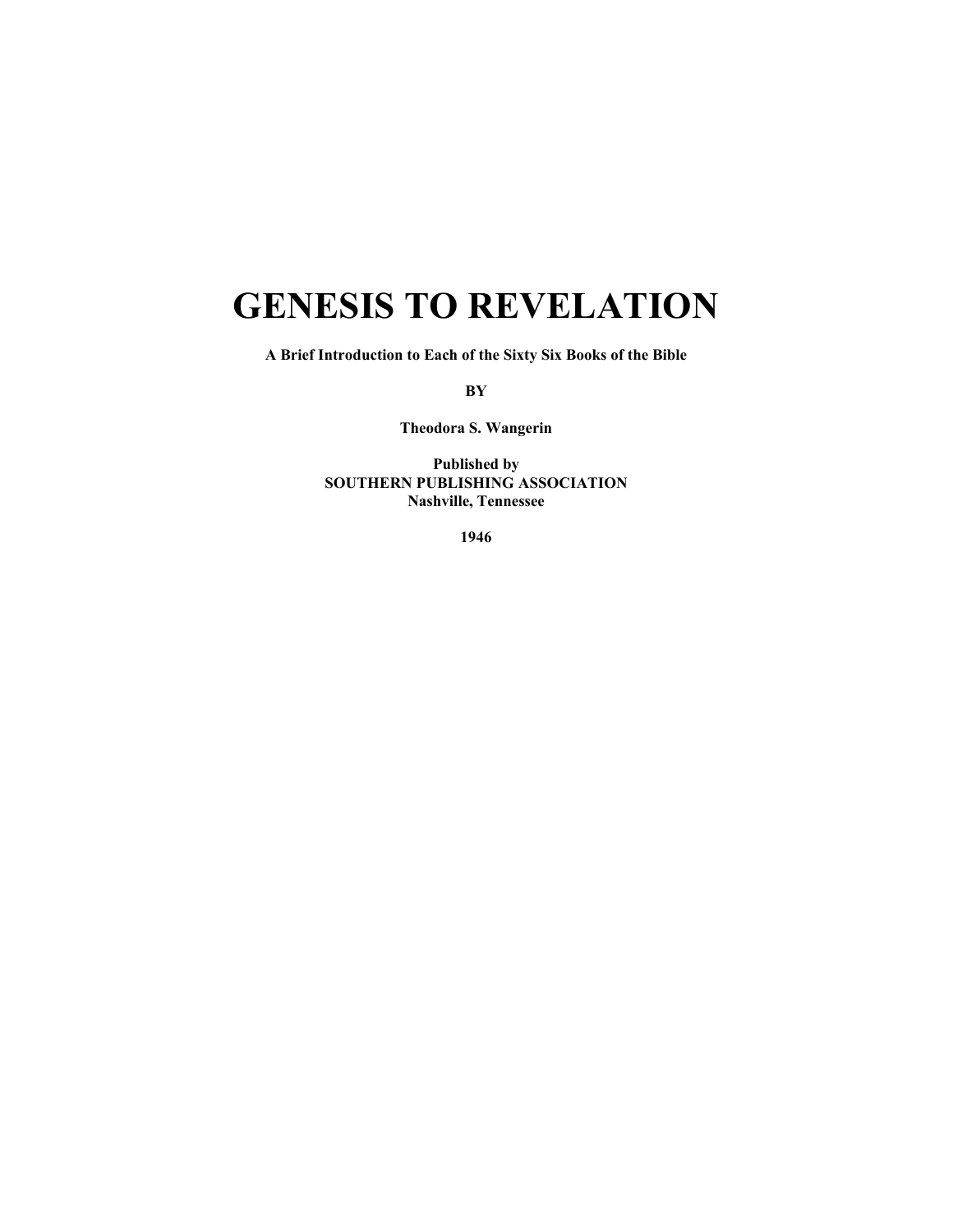# GENESIS TO REVELATION

**A Brief Introduction to Each of the Sixty Six Books of the Bible**

**BY**

**Theodora S. Wangerin**

**Published by**
**SOUTHERN PUBLISHING ASSOCIATION**
**Nashville, Tennessee**

**1946**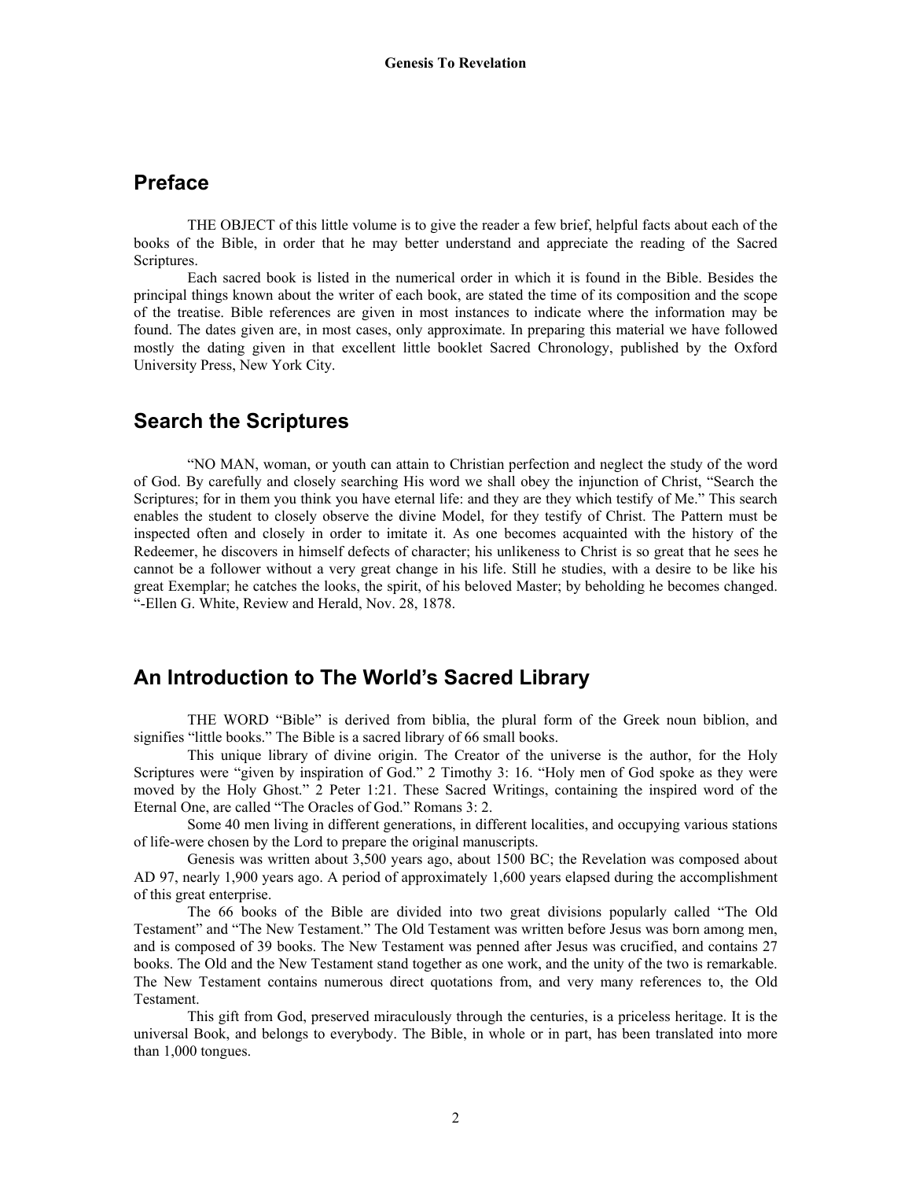## Preface

THE OBJECT of this little volume is to give the reader a few brief, helpful facts about each of the books of the Bible, in order that he may better understand and appreciate the reading of the Sacred Scriptures.

Each sacred book is listed in the numerical order in which it is found in the Bible. Besides the principal things known about the writer of each book, are stated the time of its composition and the scope of the treatise. Bible references are given in most instances to indicate where the information may be found. The dates given are, in most cases, only approximate. In preparing this material we have followed mostly the dating given in that excellent little booklet Sacred Chronology, published by the Oxford University Press, New York City.

## Search the Scriptures

"NO MAN, woman, or youth can attain to Christian perfection and neglect the study of the word of God. By carefully and closely searching His word we shall obey the injunction of Christ, "Search the Scriptures; for in them you think you have eternal life: and they are they which testify of Me." This search enables the student to closely observe the divine Model, for they testify of Christ. The Pattern must be inspected often and closely in order to imitate it. As one becomes acquainted with the history of the Redeemer, he discovers in himself defects of character; his unlikeness to Christ is so great that he sees he cannot be a follower without a very great change in his life. Still he studies, with a desire to be like his great Exemplar; he catches the looks, the spirit, of his beloved Master; by beholding he becomes changed. "-Ellen G. White, Review and Herald, Nov. 28, 1878.

## An Introduction to The World's Sacred Library

THE WORD "Bible" is derived from biblia, the plural form of the Greek noun biblion, and signifies "little books." The Bible is a sacred library of 66 small books.

This unique library of divine origin. The Creator of the universe is the author, for the Holy Scriptures were "given by inspiration of God." 2 Timothy 3: 16. "Holy men of God spoke as they were moved by the Holy Ghost." 2 Peter 1:21. These Sacred Writings, containing the inspired word of the Eternal One, are called "The Oracles of God." Romans 3: 2.

Some 40 men living in different generations, in different localities, and occupying various stations of life-were chosen by the Lord to prepare the original manuscripts.

Genesis was written about 3,500 years ago, about 1500 BC; the Revelation was composed about AD 97, nearly 1,900 years ago. A period of approximately 1,600 years elapsed during the accomplishment of this great enterprise.

The 66 books of the Bible are divided into two great divisions popularly called "The Old Testament" and "The New Testament." The Old Testament was written before Jesus was born among men, and is composed of 39 books. The New Testament was penned after Jesus was crucified, and contains 27 books. The Old and the New Testament stand together as one work, and the unity of the two is remarkable. The New Testament contains numerous direct quotations from, and very many references to, the Old Testament.

This gift from God, preserved miraculously through the centuries, is a priceless heritage. It is the universal Book, and belongs to everybody. The Bible, in whole or in part, has been translated into more than 1,000 tongues.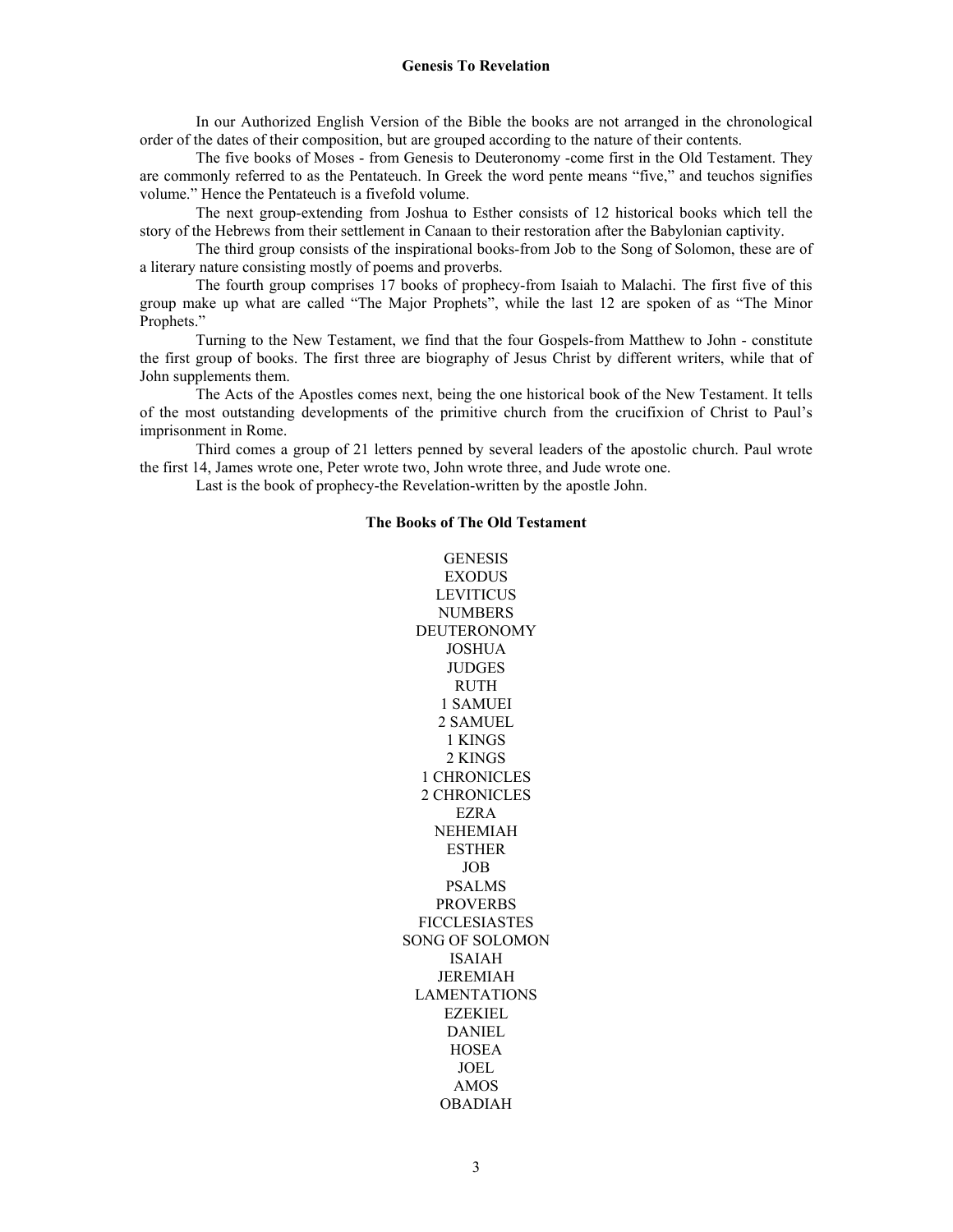## Genesis To Revelation

In our Authorized English Version of the Bible the books are not arranged in the chronological order of the dates of their composition, but are grouped according to the nature of their contents.

The five books of Moses - from Genesis to Deuteronomy -come first in the Old Testament. They are commonly referred to as the Pentateuch. In Greek the word pente means "five," and teuchos signifies volume." Hence the Pentateuch is a fivefold volume.

The next group-extending from Joshua to Esther consists of 12 historical books which tell the story of the Hebrews from their settlement in Canaan to their restoration after the Babylonian captivity.

The third group consists of the inspirational books-from Job to the Song of Solomon, these are of a literary nature consisting mostly of poems and proverbs.

The fourth group comprises 17 books of prophecy-from Isaiah to Malachi. The first five of this group make up what are called "The Major Prophets", while the last 12 are spoken of as "The Minor Prophets."

Turning to the New Testament, we find that the four Gospels-from Matthew to John - constitute the first group of books. The first three are biography of Jesus Christ by different writers, while that of John supplements them.

The Acts of the Apostles comes next, being the one historical book of the New Testament. It tells of the most outstanding developments of the primitive church from the crucifixion of Christ to Paul's imprisonment in Rome.

Third comes a group of 21 letters penned by several leaders of the apostolic church. Paul wrote the first 14, James wrote one, Peter wrote two, John wrote three, and Jude wrote one.

Last is the book of prophecy-the Revelation-written by the apostle John.

### The Books of The Old Testament

GENESIS
EXODUS
LEVITICUS
NUMBERS
DEUTERONOMY
JOSHUA
JUDGES
RUTH
1 SAMUEI
2 SAMUEL
1 KINGS
2 KINGS
1 CHRONICLES
2 CHRONICLES
EZRA
NEHEMIAH
ESTHER
JOB
PSALMS
PROVERBS
FICCLESIASTES
SONG OF SOLOMON
ISAIAH
JEREMIAH
LAMENTATIONS
EZEKIEL
DANIEL
HOSEA
JOEL
AMOS
OBADIAH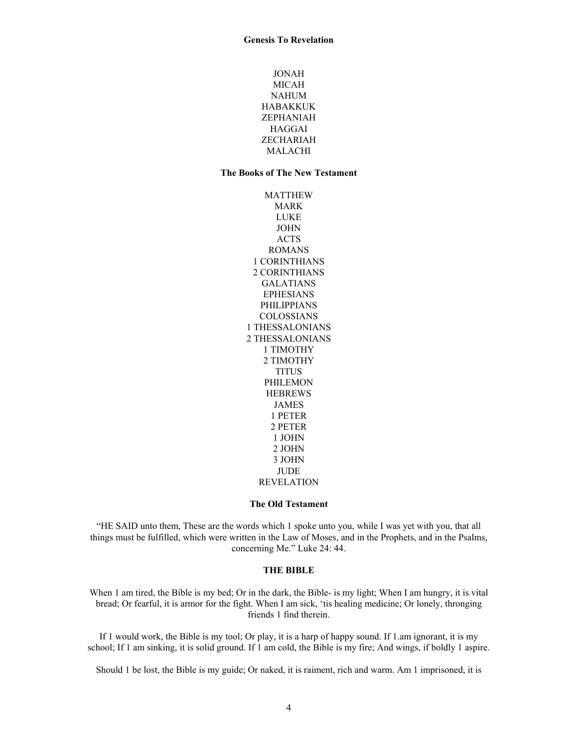JONAH
MICAH
NAHUM
HABAKKUK
ZEPHANIAH
HAGGAI
ZECHARIAH
MALACHI

**The Books of The New Testament**

MATTHEW
MARK
LUKE
JOHN
ACTS
ROMANS
1 CORINTHIANS
2 CORINTHIANS
GALATIANS
EPHESIANS
PHILIPPIANS
COLOSSIANS
1 THESSALONIANS
2 THESSALONIANS
1 TIMOTHY
2 TIMOTHY
TITUS
PHILEMON
HEBREWS
JAMES
1 PETER
2 PETER
1 JOHN
2 JOHN
3 JOHN
JUDE
REVELATION

**The Old Testament**

"HE SAID unto them, These are the words which 1 spoke unto you, while I was yet with you, that all things must be fulfilled, which were written in the Law of Moses, and in the Prophets, and in the Psalms, concerning Me." Luke 24: 44.

**THE BIBLE**

When 1 am tired, the Bible is my bed; Or in the dark, the Bible- is my light; When I am hungry, it is vital bread; Or fearful, it is armor for the fight. When I am sick, 'tis healing medicine; Or lonely, thronging friends 1 find therein.

If 1 would work, the Bible is my tool; Or play, it is a harp of happy sound. If 1.am ignorant, it is my school; If 1 am sinking, it is solid ground. If 1 am cold, the Bible is my fire; And wings, if boldly 1 aspire.

Should 1 be lost, the Bible is my guide; Or naked, it is raiment, rich and warm. Am 1 imprisoned, it is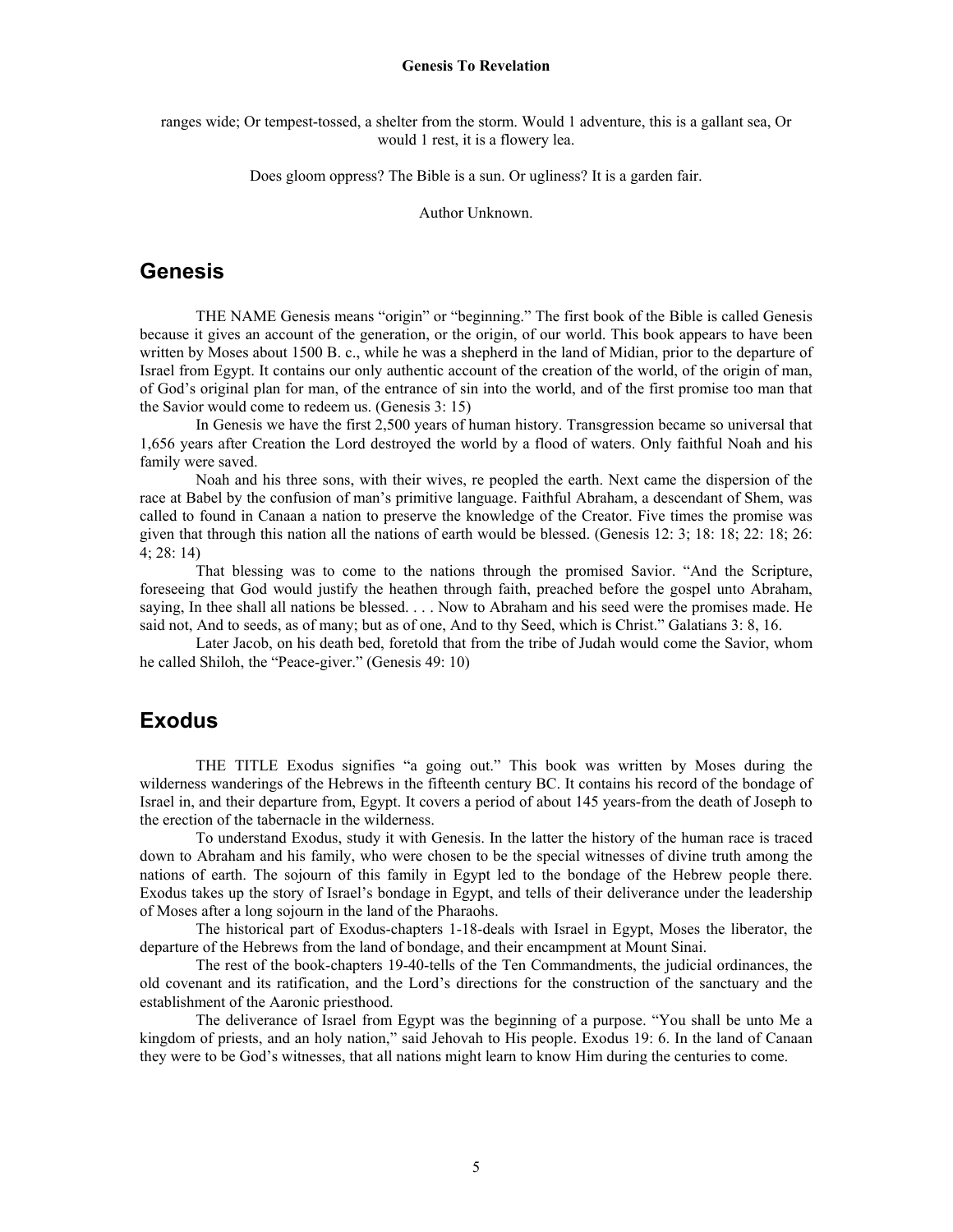ranges wide; Or tempest-tossed, a shelter from the storm. Would 1 adventure, this is a gallant sea, Or would 1 rest, it is a flowery lea.

Does gloom oppress? The Bible is a sun. Or ugliness? It is a garden fair.

Author Unknown.

## Genesis

THE NAME Genesis means "origin" or "beginning." The first book of the Bible is called Genesis because it gives an account of the generation, or the origin, of our world. This book appears to have been written by Moses about 1500 B. c., while he was a shepherd in the land of Midian, prior to the departure of Israel from Egypt. It contains our only authentic account of the creation of the world, of the origin of man, of God's original plan for man, of the entrance of sin into the world, and of the first promise too man that the Savior would come to redeem us. (Genesis 3: 15)

In Genesis we have the first 2,500 years of human history. Transgression became so universal that 1,656 years after Creation the Lord destroyed the world by a flood of waters. Only faithful Noah and his family were saved.

Noah and his three sons, with their wives, re peopled the earth. Next came the dispersion of the race at Babel by the confusion of man's primitive language. Faithful Abraham, a descendant of Shem, was called to found in Canaan a nation to preserve the knowledge of the Creator. Five times the promise was given that through this nation all the nations of earth would be blessed. (Genesis 12: 3; 18: 18; 22: 18; 26: 4; 28: 14)

That blessing was to come to the nations through the promised Savior. "And the Scripture, foreseeing that God would justify the heathen through faith, preached before the gospel unto Abraham, saying, In thee shall all nations be blessed. . . . Now to Abraham and his seed were the promises made. He said not, And to seeds, as of many; but as of one, And to thy Seed, which is Christ." Galatians 3: 8, 16.

Later Jacob, on his death bed, foretold that from the tribe of Judah would come the Savior, whom he called Shiloh, the "Peace-giver." (Genesis 49: 10)

## Exodus

THE TITLE Exodus signifies "a going out." This book was written by Moses during the wilderness wanderings of the Hebrews in the fifteenth century BC. It contains his record of the bondage of Israel in, and their departure from, Egypt. It covers a period of about 145 years-from the death of Joseph to the erection of the tabernacle in the wilderness.

To understand Exodus, study it with Genesis. In the latter the history of the human race is traced down to Abraham and his family, who were chosen to be the special witnesses of divine truth among the nations of earth. The sojourn of this family in Egypt led to the bondage of the Hebrew people there. Exodus takes up the story of Israel's bondage in Egypt, and tells of their deliverance under the leadership of Moses after a long sojourn in the land of the Pharaohs.

The historical part of Exodus-chapters 1-18-deals with Israel in Egypt, Moses the liberator, the departure of the Hebrews from the land of bondage, and their encampment at Mount Sinai.

The rest of the book-chapters 19-40-tells of the Ten Commandments, the judicial ordinances, the old covenant and its ratification, and the Lord's directions for the construction of the sanctuary and the establishment of the Aaronic priesthood.

The deliverance of Israel from Egypt was the beginning of a purpose. "You shall be unto Me a kingdom of priests, and an holy nation," said Jehovah to His people. Exodus 19: 6. In the land of Canaan they were to be God's witnesses, that all nations might learn to know Him during the centuries to come.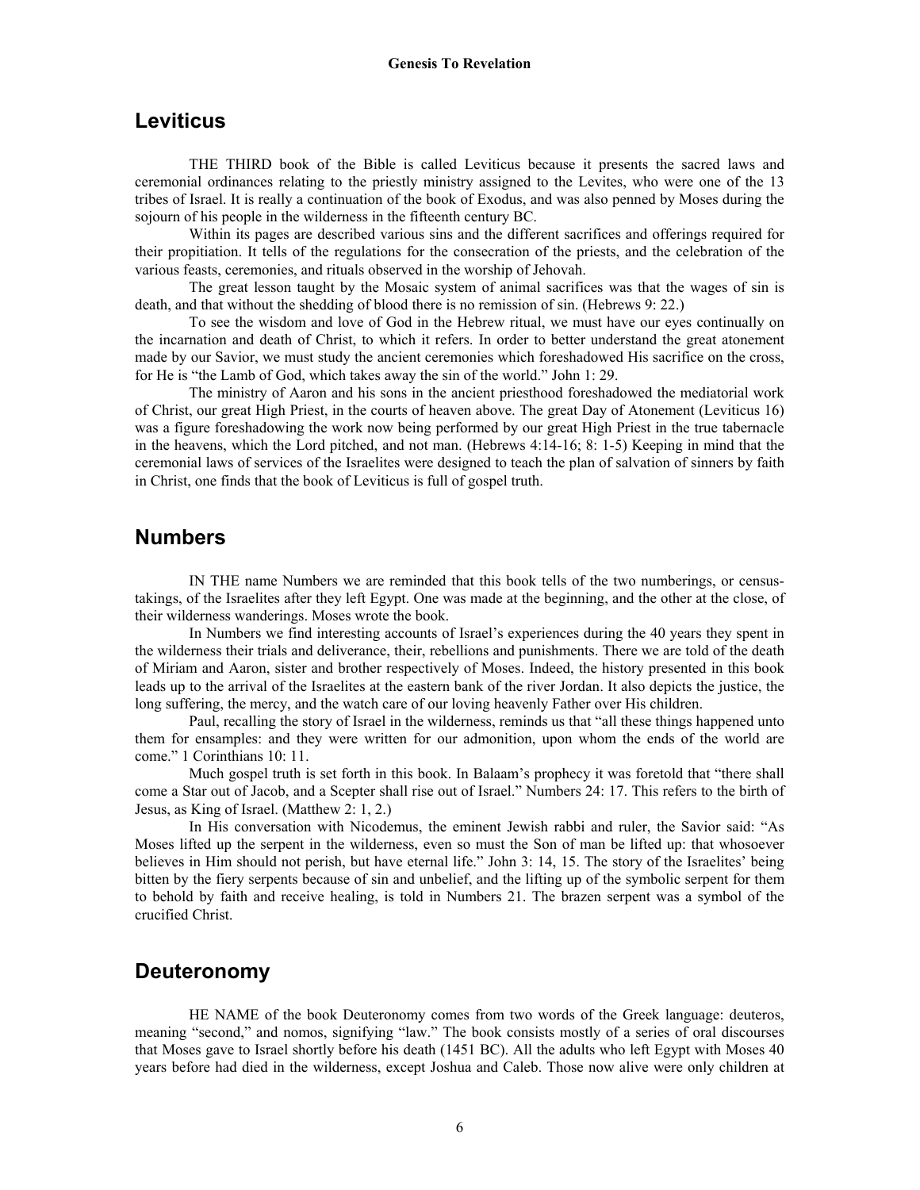## Leviticus

THE THIRD book of the Bible is called Leviticus because it presents the sacred laws and ceremonial ordinances relating to the priestly ministry assigned to the Levites, who were one of the 13 tribes of Israel. It is really a continuation of the book of Exodus, and was also penned by Moses during the sojourn of his people in the wilderness in the fifteenth century BC.

Within its pages are described various sins and the different sacrifices and offerings required for their propitiation. It tells of the regulations for the consecration of the priests, and the celebration of the various feasts, ceremonies, and rituals observed in the worship of Jehovah.

The great lesson taught by the Mosaic system of animal sacrifices was that the wages of sin is death, and that without the shedding of blood there is no remission of sin. (Hebrews 9: 22.)

To see the wisdom and love of God in the Hebrew ritual, we must have our eyes continually on the incarnation and death of Christ, to which it refers. In order to better understand the great atonement made by our Savior, we must study the ancient ceremonies which foreshadowed His sacrifice on the cross, for He is "the Lamb of God, which takes away the sin of the world." John 1: 29.

The ministry of Aaron and his sons in the ancient priesthood foreshadowed the mediatorial work of Christ, our great High Priest, in the courts of heaven above. The great Day of Atonement (Leviticus 16) was a figure foreshadowing the work now being performed by our great High Priest in the true tabernacle in the heavens, which the Lord pitched, and not man. (Hebrews 4:14-16; 8: 1-5) Keeping in mind that the ceremonial laws of services of the Israelites were designed to teach the plan of salvation of sinners by faith in Christ, one finds that the book of Leviticus is full of gospel truth.

## Numbers

IN THE name Numbers we are reminded that this book tells of the two numberings, or census-takings, of the Israelites after they left Egypt. One was made at the beginning, and the other at the close, of their wilderness wanderings. Moses wrote the book.

In Numbers we find interesting accounts of Israel's experiences during the 40 years they spent in the wilderness their trials and deliverance, their, rebellions and punishments. There we are told of the death of Miriam and Aaron, sister and brother respectively of Moses. Indeed, the history presented in this book leads up to the arrival of the Israelites at the eastern bank of the river Jordan. It also depicts the justice, the long suffering, the mercy, and the watch care of our loving heavenly Father over His children.

Paul, recalling the story of Israel in the wilderness, reminds us that "all these things happened unto them for ensamples: and they were written for our admonition, upon whom the ends of the world are come." 1 Corinthians 10: 11.

Much gospel truth is set forth in this book. In Balaam's prophecy it was foretold that "there shall come a Star out of Jacob, and a Scepter shall rise out of Israel." Numbers 24: 17. This refers to the birth of Jesus, as King of Israel. (Matthew 2: 1, 2.)

In His conversation with Nicodemus, the eminent Jewish rabbi and ruler, the Savior said: "As Moses lifted up the serpent in the wilderness, even so must the Son of man be lifted up: that whosoever believes in Him should not perish, but have eternal life." John 3: 14, 15. The story of the Israelites' being bitten by the fiery serpents because of sin and unbelief, and the lifting up of the symbolic serpent for them to behold by faith and receive healing, is told in Numbers 21. The brazen serpent was a symbol of the crucified Christ.

## Deuteronomy

HE NAME of the book Deuteronomy comes from two words of the Greek language: deuteros, meaning "second," and nomos, signifying "law." The book consists mostly of a series of oral discourses that Moses gave to Israel shortly before his death (1451 BC). All the adults who left Egypt with Moses 40 years before had died in the wilderness, except Joshua and Caleb. Those now alive were only children at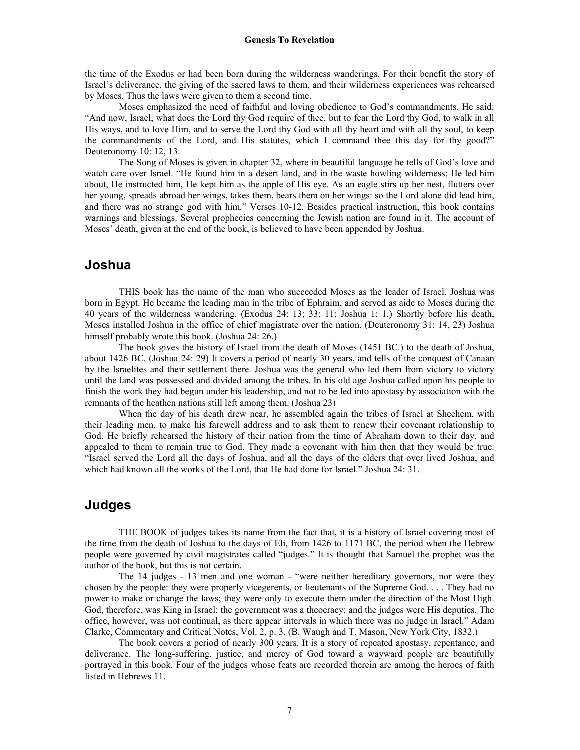the time of the Exodus or had been born during the wilderness wanderings. For their benefit the story of Israel's deliverance, the giving of the sacred laws to them, and their wilderness experiences was rehearsed by Moses. Thus the laws were given to them a second time.

Moses emphasized the need of faithful and loving obedience to God's commandments. He said: "And now, Israel, what does the Lord thy God require of thee, but to fear the Lord thy God, to walk in all His ways, and to love Him, and to serve the Lord thy God with all thy heart and with all thy soul, to keep the commandments of the Lord, and His statutes, which I command thee this day for thy good?" Deuteronomy 10: 12, 13.

The Song of Moses is given in chapter 32, where in beautiful language he tells of God's love and watch care over Israel. "He found him in a desert land, and in the waste howling wilderness; He led him about, He instructed him, He kept him as the apple of His eye. As an eagle stirs up her nest, flutters over her young, spreads abroad her wings, takes them, bears them on her wings: so the Lord alone did lead him, and there was no strange god with him." Verses 10-12. Besides practical instruction, this book contains warnings and blessings. Several prophecies concerning the Jewish nation are found in it. The account of Moses' death, given at the end of the book, is believed to have been appended by Joshua.

## Joshua

THIS book has the name of the man who succeeded Moses as the leader of Israel. Joshua was born in Egypt. He became the leading man in the tribe of Ephraim, and served as aide to Moses during the 40 years of the wilderness wandering. (Exodus 24: 13; 33: 11; Joshua 1: 1.) Shortly before his death, Moses installed Joshua in the office of chief magistrate over the nation. (Deuteronomy 31: 14, 23) Joshua himself probably wrote this book. (Joshua 24: 26.)

The book gives the history of Israel from the death of Moses (1451 BC.) to the death of Joshua, about 1426 BC. (Joshua 24: 29) It covers a period of nearly 30 years, and tells of the conquest of Canaan by the Israelites and their settlement there. Joshua was the general who led them from victory to victory until the land was possessed and divided among the tribes. In his old age Joshua called upon his people to finish the work they had begun under his leadership, and not to be led into apostasy by association with the remnants of the heathen nations still left among them. (Joshua 23)

When the day of his death drew near, he assembled again the tribes of Israel at Shechem, with their leading men, to make his farewell address and to ask them to renew their covenant relationship to God. He briefly rehearsed the history of their nation from the time of Abraham down to their day, and appealed to them to remain true to God. They made a covenant with him then that they would be true. "Israel served the Lord all the days of Joshua, and all the days of the elders that over lived Joshua, and which had known all the works of the Lord, that He had done for Israel." Joshua 24: 31.

## Judges

THE BOOK of judges takes its name from the fact that, it is a history of Israel covering most of the time from the death of Joshua to the days of Eli, from 1426 to 1171 BC, the period when the Hebrew people were governed by civil magistrates called "judges." It is thought that Samuel the prophet was the author of the book, but this is not certain.

The 14 judges - 13 men and one woman - "were neither hereditary governors, nor were they chosen by the people: they were properly vicegerents, or lieutenants of the Supreme God. . . . They had no power to make or change the laws; they were only to execute them under the direction of the Most High. God, therefore, was King in Israel: the government was a theocracy: and the judges were His deputies. The office, however, was not continual, as there appear intervals in which there was no judge in Israel." Adam Clarke, Commentary and Critical Notes, Vol. 2, p. 3. (B. Waugh and T. Mason, New York City, 1832.)

The book covers a period of nearly 300 years. It is a story of repeated apostasy, repentance, and deliverance. The long-suffering, justice, and mercy of God toward a wayward people are beautifully portrayed in this book. Four of the judges whose feats are recorded therein are among the heroes of faith listed in Hebrews 11.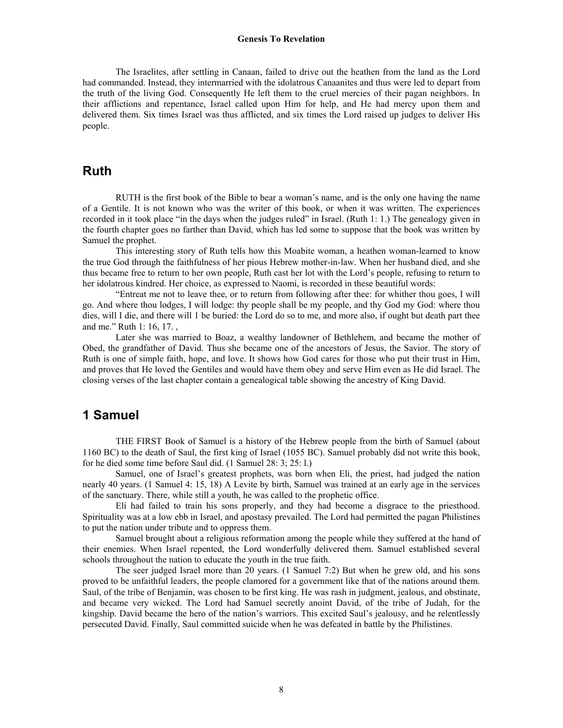The Israelites, after settling in Canaan, failed to drive out the heathen from the land as the Lord had commanded. Instead, they intermarried with the idolatrous Canaanites and thus were led to depart from the truth of the living God. Consequently He left them to the cruel mercies of their pagan neighbors. In their afflictions and repentance, Israel called upon Him for help, and He had mercy upon them and delivered them. Six times Israel was thus afflicted, and six times the Lord raised up judges to deliver His people.

## Ruth

RUTH is the first book of the Bible to bear a woman's name, and is the only one having the name of a Gentile. It is not known who was the writer of this book, or when it was written. The experiences recorded in it took place "in the days when the judges ruled" in Israel. (Ruth 1: 1.) The genealogy given in the fourth chapter goes no farther than David, which has led some to suppose that the book was written by Samuel the prophet.

This interesting story of Ruth tells how this Moabite woman, a heathen woman-learned to know the true God through the faithfulness of her pious Hebrew mother-in-law. When her husband died, and she thus became free to return to her own people, Ruth cast her lot with the Lord's people, refusing to return to her idolatrous kindred. Her choice, as expressed to Naomi, is recorded in these beautiful words:

"Entreat me not to leave thee, or to return from following after thee: for whither thou goes, I will go. And where thou lodges, I will lodge: thy people shall be my people, and thy God my God: where thou dies, will I die, and there will 1 be buried: the Lord do so to me, and more also, if ought but death part thee and me." Ruth 1: 16, 17. ,

Later she was married to Boaz, a wealthy landowner of Bethlehem, and became the mother of Obed, the grandfather of David. Thus she became one of the ancestors of Jesus, the Savior. The story of Ruth is one of simple faith, hope, and love. It shows how God cares for those who put their trust in Him, and proves that He loved the Gentiles and would have them obey and serve Him even as He did Israel. The closing verses of the last chapter contain a genealogical table showing the ancestry of King David.

## 1 Samuel

THE FIRST Book of Samuel is a history of the Hebrew people from the birth of Samuel (about 1160 BC) to the death of Saul, the first king of Israel (1055 BC). Samuel probably did not write this book, for he died some time before Saul did. (1 Samuel 28: 3; 25: l.)

Samuel, one of Israel's greatest prophets, was born when Eli, the priest, had judged the nation nearly 40 years. (1 Samuel 4: 15, 18) A Levite by birth, Samuel was trained at an early age in the services of the sanctuary. There, while still a youth, he was called to the prophetic office.

Eli had failed to train his sons properly, and they had become a disgrace to the priesthood. Spirituality was at a low ebb in Israel, and apostasy prevailed. The Lord had permitted the pagan Philistines to put the nation under tribute and to oppress them.

Samuel brought about a religious reformation among the people while they suffered at the hand of their enemies. When Israel repented, the Lord wonderfully delivered them. Samuel established several schools throughout the nation to educate the youth in the true faith.

The seer judged Israel more than 20 years. (1 Samuel 7:2) But when he grew old, and his sons proved to be unfaithful leaders, the people clamored for a government like that of the nations around them. Saul, of the tribe of Benjamin, was chosen to be first king. He was rash in judgment, jealous, and obstinate, and became very wicked. The Lord had Samuel secretly anoint David, of the tribe of Judah, for the kingship. David became the hero of the nation's warriors. This excited Saul's jealousy, and he relentlessly persecuted David. Finally, Saul committed suicide when he was defeated in battle by the Philistines.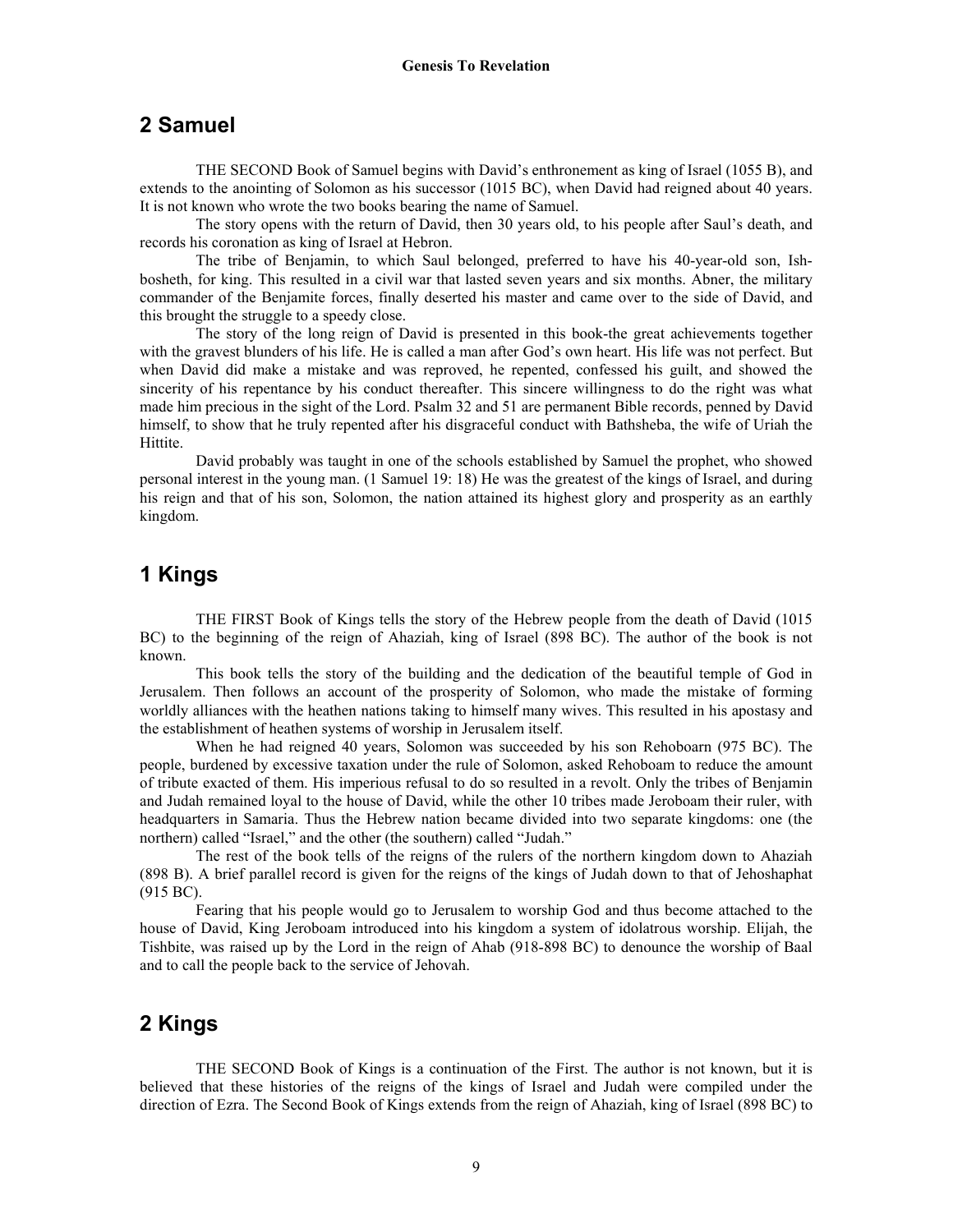## 2 Samuel

THE SECOND Book of Samuel begins with David's enthronement as king of Israel (1055 B), and extends to the anointing of Solomon as his successor (1015 BC), when David had reigned about 40 years. It is not known who wrote the two books bearing the name of Samuel.

The story opens with the return of David, then 30 years old, to his people after Saul's death, and records his coronation as king of Israel at Hebron.

The tribe of Benjamin, to which Saul belonged, preferred to have his 40-year-old son, Ish-bosheth, for king. This resulted in a civil war that lasted seven years and six months. Abner, the military commander of the Benjamite forces, finally deserted his master and came over to the side of David, and this brought the struggle to a speedy close.

The story of the long reign of David is presented in this book-the great achievements together with the gravest blunders of his life. He is called a man after God's own heart. His life was not perfect. But when David did make a mistake and was reproved, he repented, confessed his guilt, and showed the sincerity of his repentance by his conduct thereafter. This sincere willingness to do the right was what made him precious in the sight of the Lord. Psalm 32 and 51 are permanent Bible records, penned by David himself, to show that he truly repented after his disgraceful conduct with Bathsheba, the wife of Uriah the Hittite.

David probably was taught in one of the schools established by Samuel the prophet, who showed personal interest in the young man. (1 Samuel 19: 18) He was the greatest of the kings of Israel, and during his reign and that of his son, Solomon, the nation attained its highest glory and prosperity as an earthly kingdom.

## 1 Kings

THE FIRST Book of Kings tells the story of the Hebrew people from the death of David (1015 BC) to the beginning of the reign of Ahaziah, king of Israel (898 BC). The author of the book is not known.

This book tells the story of the building and the dedication of the beautiful temple of God in Jerusalem. Then follows an account of the prosperity of Solomon, who made the mistake of forming worldly alliances with the heathen nations taking to himself many wives. This resulted in his apostasy and the establishment of heathen systems of worship in Jerusalem itself.

When he had reigned 40 years, Solomon was succeeded by his son Rehoboarn (975 BC). The people, burdened by excessive taxation under the rule of Solomon, asked Rehoboam to reduce the amount of tribute exacted of them. His imperious refusal to do so resulted in a revolt. Only the tribes of Benjamin and Judah remained loyal to the house of David, while the other 10 tribes made Jeroboam their ruler, with headquarters in Samaria. Thus the Hebrew nation became divided into two separate kingdoms: one (the northern) called "Israel," and the other (the southern) called "Judah."

The rest of the book tells of the reigns of the rulers of the northern kingdom down to Ahaziah (898 B). A brief parallel record is given for the reigns of the kings of Judah down to that of Jehoshaphat (915 BC).

Fearing that his people would go to Jerusalem to worship God and thus become attached to the house of David, King Jeroboam introduced into his kingdom a system of idolatrous worship. Elijah, the Tishbite, was raised up by the Lord in the reign of Ahab (918-898 BC) to denounce the worship of Baal and to call the people back to the service of Jehovah.

## 2 Kings

THE SECOND Book of Kings is a continuation of the First. The author is not known, but it is believed that these histories of the reigns of the kings of Israel and Judah were compiled under the direction of Ezra. The Second Book of Kings extends from the reign of Ahaziah, king of Israel (898 BC) to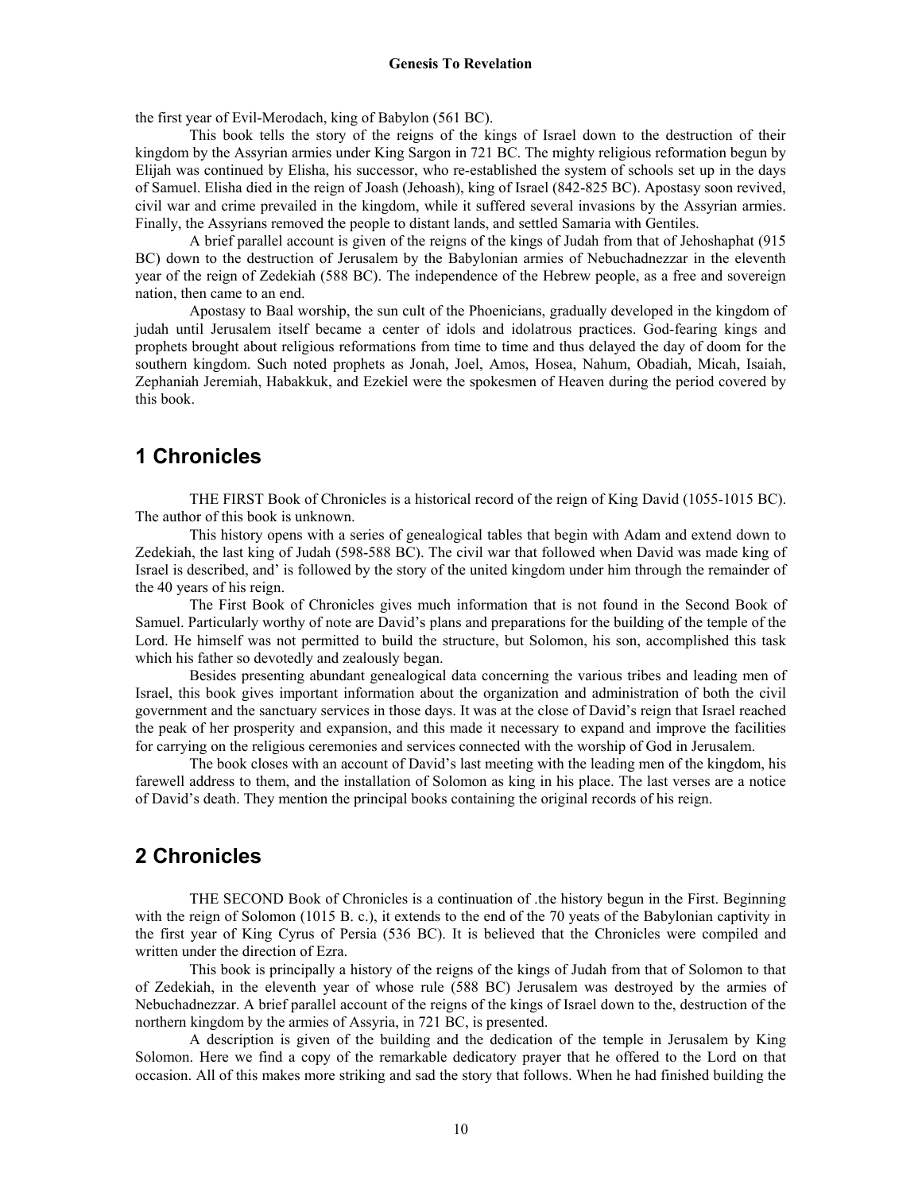the first year of Evil-Merodach, king of Babylon (561 BC).

This book tells the story of the reigns of the kings of Israel down to the destruction of their kingdom by the Assyrian armies under King Sargon in 721 BC. The mighty religious reformation begun by Elijah was continued by Elisha, his successor, who re-established the system of schools set up in the days of Samuel. Elisha died in the reign of Joash (Jehoash), king of Israel (842-825 BC). Apostasy soon revived, civil war and crime prevailed in the kingdom, while it suffered several invasions by the Assyrian armies. Finally, the Assyrians removed the people to distant lands, and settled Samaria with Gentiles.

A brief parallel account is given of the reigns of the kings of Judah from that of Jehoshaphat (915 BC) down to the destruction of Jerusalem by the Babylonian armies of Nebuchadnezzar in the eleventh year of the reign of Zedekiah (588 BC). The independence of the Hebrew people, as a free and sovereign nation, then came to an end.

Apostasy to Baal worship, the sun cult of the Phoenicians, gradually developed in the kingdom of judah until Jerusalem itself became a center of idols and idolatrous practices. God-fearing kings and prophets brought about religious reformations from time to time and thus delayed the day of doom for the southern kingdom. Such noted prophets as Jonah, Joel, Amos, Hosea, Nahum, Obadiah, Micah, Isaiah, Zephaniah Jeremiah, Habakkuk, and Ezekiel were the spokesmen of Heaven during the period covered by this book.

## 1 Chronicles

THE FIRST Book of Chronicles is a historical record of the reign of King David (1055-1015 BC). The author of this book is unknown.

This history opens with a series of genealogical tables that begin with Adam and extend down to Zedekiah, the last king of Judah (598-588 BC). The civil war that followed when David was made king of Israel is described, and' is followed by the story of the united kingdom under him through the remainder of the 40 years of his reign.

The First Book of Chronicles gives much information that is not found in the Second Book of Samuel. Particularly worthy of note are David's plans and preparations for the building of the temple of the Lord. He himself was not permitted to build the structure, but Solomon, his son, accomplished this task which his father so devotedly and zealously began.

Besides presenting abundant genealogical data concerning the various tribes and leading men of Israel, this book gives important information about the organization and administration of both the civil government and the sanctuary services in those days. It was at the close of David's reign that Israel reached the peak of her prosperity and expansion, and this made it necessary to expand and improve the facilities for carrying on the religious ceremonies and services connected with the worship of God in Jerusalem.

The book closes with an account of David's last meeting with the leading men of the kingdom, his farewell address to them, and the installation of Solomon as king in his place. The last verses are a notice of David's death. They mention the principal books containing the original records of his reign.

## 2 Chronicles

THE SECOND Book of Chronicles is a continuation of .the history begun in the First. Beginning with the reign of Solomon (1015 B. c.), it extends to the end of the 70 yeats of the Babylonian captivity in the first year of King Cyrus of Persia (536 BC). It is believed that the Chronicles were compiled and written under the direction of Ezra.

This book is principally a history of the reigns of the kings of Judah from that of Solomon to that of Zedekiah, in the eleventh year of whose rule (588 BC) Jerusalem was destroyed by the armies of Nebuchadnezzar. A brief parallel account of the reigns of the kings of Israel down to the, destruction of the northern kingdom by the armies of Assyria, in 721 BC, is presented.

A description is given of the building and the dedication of the temple in Jerusalem by King Solomon. Here we find a copy of the remarkable dedicatory prayer that he offered to the Lord on that occasion. All of this makes more striking and sad the story that follows. When he had finished building the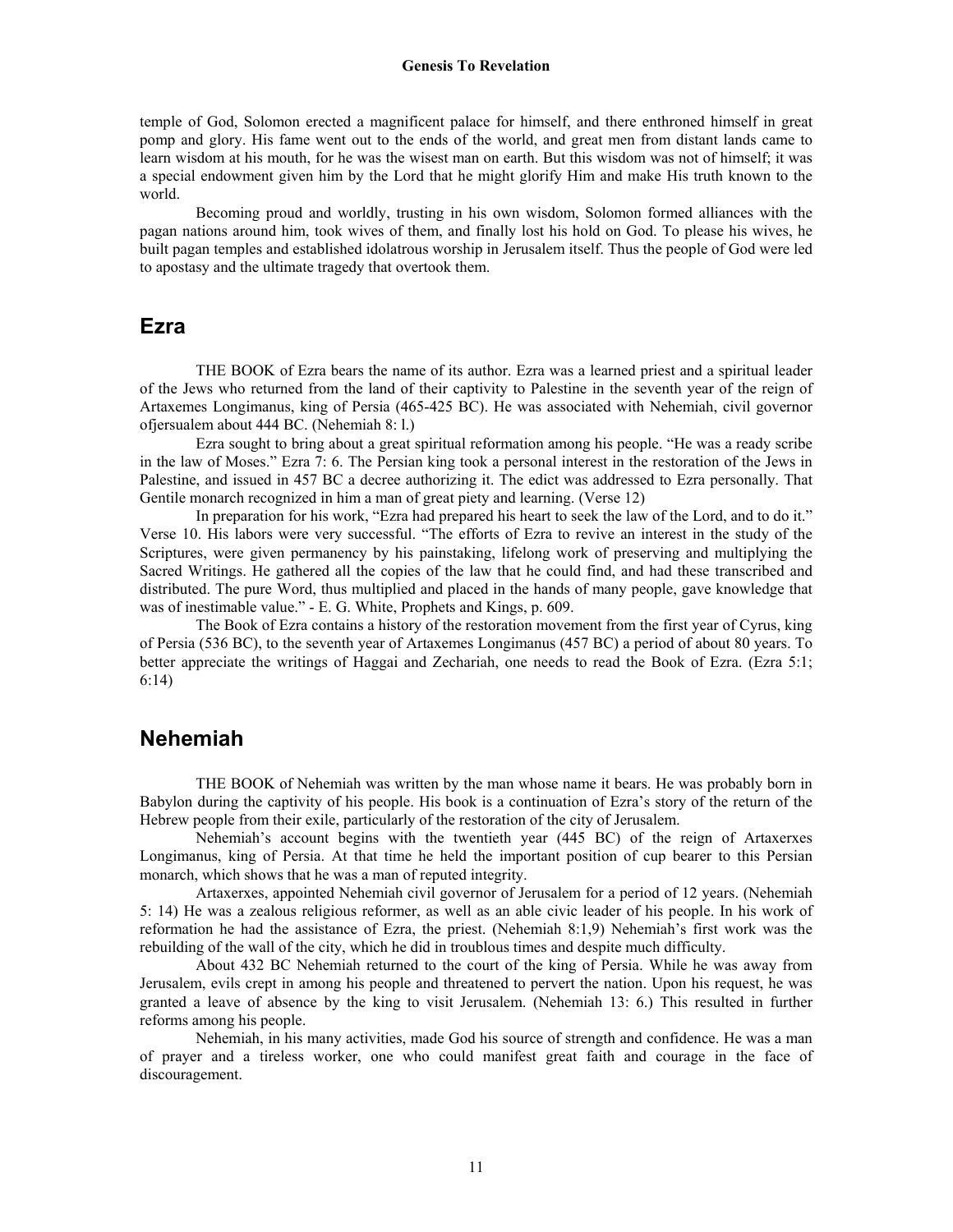temple of God, Solomon erected a magnificent palace for himself, and there enthroned himself in great pomp and glory. His fame went out to the ends of the world, and great men from distant lands came to learn wisdom at his mouth, for he was the wisest man on earth. But this wisdom was not of himself; it was a special endowment given him by the Lord that he might glorify Him and make His truth known to the world.

Becoming proud and worldly, trusting in his own wisdom, Solomon formed alliances with the pagan nations around him, took wives of them, and finally lost his hold on God. To please his wives, he built pagan temples and established idolatrous worship in Jerusalem itself. Thus the people of God were led to apostasy and the ultimate tragedy that overtook them.

## Ezra

THE BOOK of Ezra bears the name of its author. Ezra was a learned priest and a spiritual leader of the Jews who returned from the land of their captivity to Palestine in the seventh year of the reign of Artaxemes Longimanus, king of Persia (465-425 BC). He was associated with Nehemiah, civil governor ofjersualem about 444 BC. (Nehemiah 8: l.)

Ezra sought to bring about a great spiritual reformation among his people. "He was a ready scribe in the law of Moses." Ezra 7: 6. The Persian king took a personal interest in the restoration of the Jews in Palestine, and issued in 457 BC a decree authorizing it. The edict was addressed to Ezra personally. That Gentile monarch recognized in him a man of great piety and learning. (Verse 12)

In preparation for his work, "Ezra had prepared his heart to seek the law of the Lord, and to do it." Verse 10. His labors were very successful. "The efforts of Ezra to revive an interest in the study of the Scriptures, were given permanency by his painstaking, lifelong work of preserving and multiplying the Sacred Writings. He gathered all the copies of the law that he could find, and had these transcribed and distributed. The pure Word, thus multiplied and placed in the hands of many people, gave knowledge that was of inestimable value." - E. G. White, Prophets and Kings, p. 609.

The Book of Ezra contains a history of the restoration movement from the first year of Cyrus, king of Persia (536 BC), to the seventh year of Artaxemes Longimanus (457 BC) a period of about 80 years. To better appreciate the writings of Haggai and Zechariah, one needs to read the Book of Ezra. (Ezra 5:1; 6:14)

## Nehemiah

THE BOOK of Nehemiah was written by the man whose name it bears. He was probably born in Babylon during the captivity of his people. His book is a continuation of Ezra's story of the return of the Hebrew people from their exile, particularly of the restoration of the city of Jerusalem.

Nehemiah's account begins with the twentieth year (445 BC) of the reign of Artaxerxes Longimanus, king of Persia. At that time he held the important position of cup bearer to this Persian monarch, which shows that he was a man of reputed integrity.

Artaxerxes, appointed Nehemiah civil governor of Jerusalem for a period of 12 years. (Nehemiah 5: 14) He was a zealous religious reformer, as well as an able civic leader of his people. In his work of reformation he had the assistance of Ezra, the priest. (Nehemiah 8:1,9) Nehemiah's first work was the rebuilding of the wall of the city, which he did in troublous times and despite much difficulty.

About 432 BC Nehemiah returned to the court of the king of Persia. While he was away from Jerusalem, evils crept in among his people and threatened to pervert the nation. Upon his request, he was granted a leave of absence by the king to visit Jerusalem. (Nehemiah 13: 6.) This resulted in further reforms among his people.

Nehemiah, in his many activities, made God his source of strength and confidence. He was a man of prayer and a tireless worker, one who could manifest great faith and courage in the face of discouragement.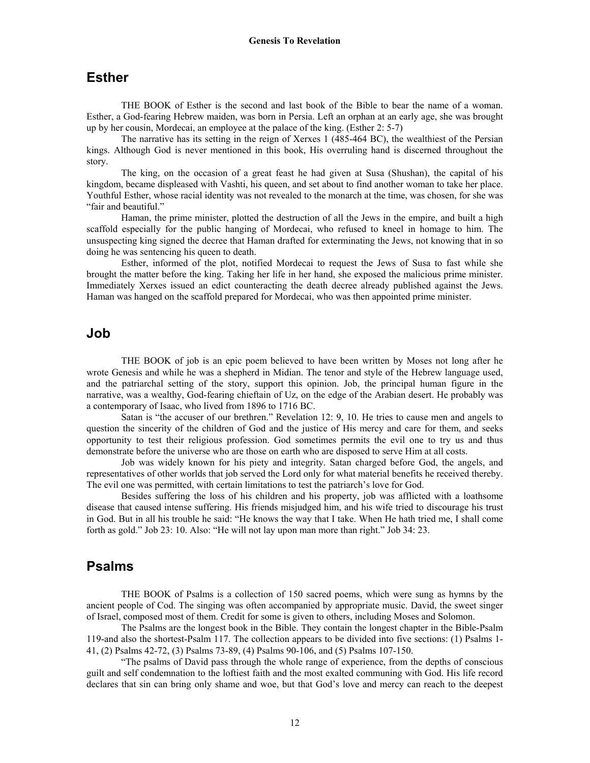## Esther

THE BOOK of Esther is the second and last book of the Bible to bear the name of a woman. Esther, a God-fearing Hebrew maiden, was born in Persia. Left an orphan at an early age, she was brought up by her cousin, Mordecai, an employee at the palace of the king. (Esther 2: 5-7)

The narrative has its setting in the reign of Xerxes 1 (485-464 BC), the wealthiest of the Persian kings. Although God is never mentioned in this book, His overruling hand is discerned throughout the story.

The king, on the occasion of a great feast he had given at Susa (Shushan), the capital of his kingdom, became displeased with Vashti, his queen, and set about to find another woman to take her place. Youthful Esther, whose racial identity was not revealed to the monarch at the time, was chosen, for she was "fair and beautiful."

Haman, the prime minister, plotted the destruction of all the Jews in the empire, and built a high scaffold especially for the public hanging of Mordecai, who refused to kneel in homage to him. The unsuspecting king signed the decree that Haman drafted for exterminating the Jews, not knowing that in so doing he was sentencing his queen to death.

Esther, informed of the plot, notified Mordecai to request the Jews of Susa to fast while she brought the matter before the king. Taking her life in her hand, she exposed the malicious prime minister. Immediately Xerxes issued an edict counteracting the death decree already published against the Jews. Haman was hanged on the scaffold prepared for Mordecai, who was then appointed prime minister.

## Job

THE BOOK of job is an epic poem believed to have been written by Moses not long after he wrote Genesis and while he was a shepherd in Midian. The tenor and style of the Hebrew language used, and the patriarchal setting of the story, support this opinion. Job, the principal human figure in the narrative, was a wealthy, God-fearing chieftain of Uz, on the edge of the Arabian desert. He probably was a contemporary of Isaac, who lived from 1896 to 1716 BC.

Satan is "the accuser of our brethren." Revelation 12: 9, 10. He tries to cause men and angels to question the sincerity of the children of God and the justice of His mercy and care for them, and seeks opportunity to test their religious profession. God sometimes permits the evil one to try us and thus demonstrate before the universe who are those on earth who are disposed to serve Him at all costs.

Job was widely known for his piety and integrity. Satan charged before God, the angels, and representatives of other worlds that job served the Lord only for what material benefits he received thereby. The evil one was permitted, with certain limitations to test the patriarch's love for God.

Besides suffering the loss of his children and his property, job was afflicted with a loathsome disease that caused intense suffering. His friends misjudged him, and his wife tried to discourage his trust in God. But in all his trouble he said: "He knows the way that I take. When He hath tried me, I shall come forth as gold." Job 23: 10. Also: "He will not lay upon man more than right." Job 34: 23.

## Psalms

THE BOOK of Psalms is a collection of 150 sacred poems, which were sung as hymns by the ancient people of Cod. The singing was often accompanied by appropriate music. David, the sweet singer of Israel, composed most of them. Credit for some is given to others, including Moses and Solomon.

The Psalms are the longest book in the Bible. They contain the longest chapter in the Bible-Psalm 119-and also the shortest-Psalm 117. The collection appears to be divided into five sections: (1) Psalms 1-41, (2) Psalms 42-72, (3) Psalms 73-89, (4) Psalms 90-106, and (5) Psalms 107-150.

"The psalms of David pass through the whole range of experience, from the depths of conscious guilt and self condemnation to the loftiest faith and the most exalted communing with God. His life record declares that sin can bring only shame and woe, but that God's love and mercy can reach to the deepest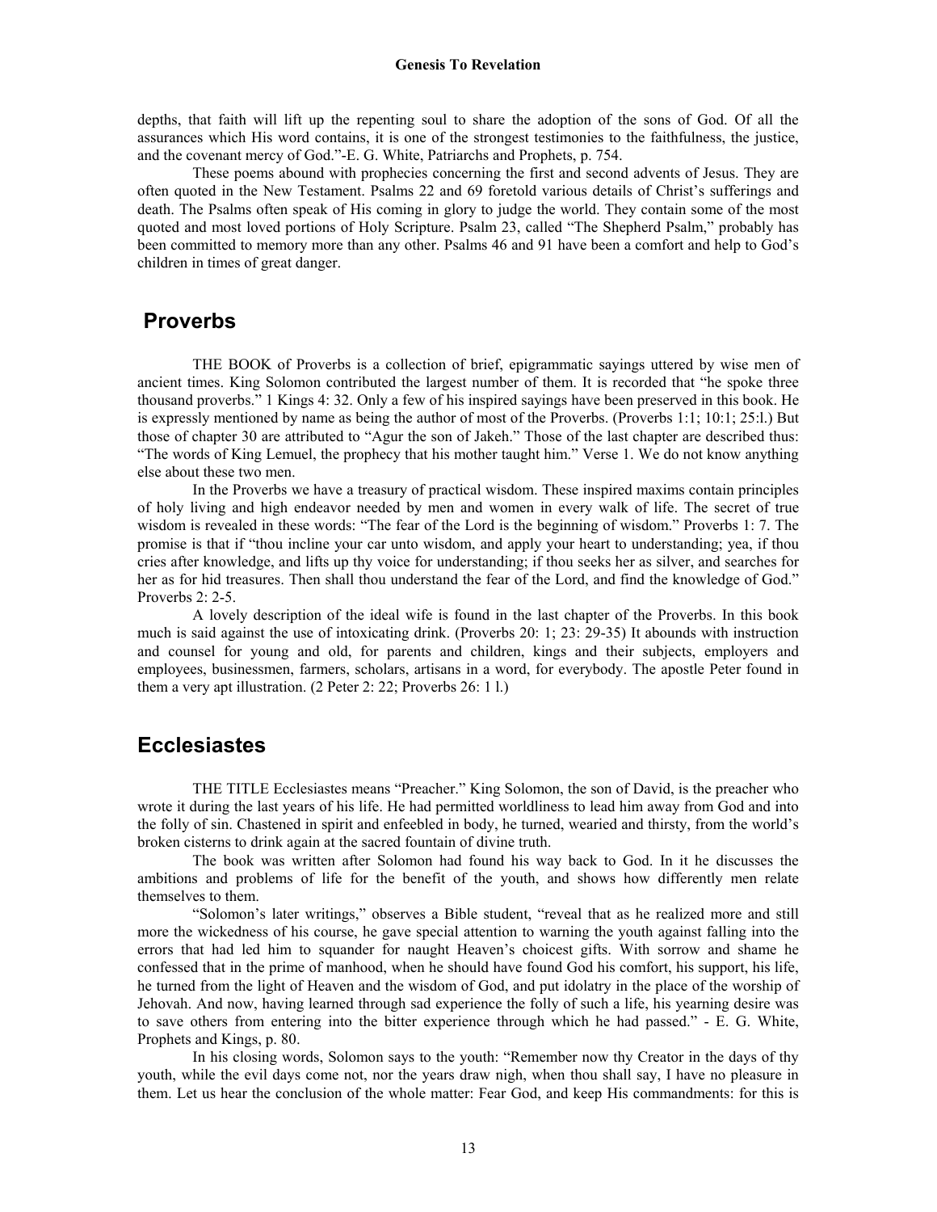depths, that faith will lift up the repenting soul to share the adoption of the sons of God. Of all the assurances which His word contains, it is one of the strongest testimonies to the faithfulness, the justice, and the covenant mercy of God."-E. G. White, Patriarchs and Prophets, p. 754.

These poems abound with prophecies concerning the first and second advents of Jesus. They are often quoted in the New Testament. Psalms 22 and 69 foretold various details of Christ's sufferings and death. The Psalms often speak of His coming in glory to judge the world. They contain some of the most quoted and most loved portions of Holy Scripture. Psalm 23, called "The Shepherd Psalm," probably has been committed to memory more than any other. Psalms 46 and 91 have been a comfort and help to God's children in times of great danger.

## Proverbs

THE BOOK of Proverbs is a collection of brief, epigrammatic sayings uttered by wise men of ancient times. King Solomon contributed the largest number of them. It is recorded that "he spoke three thousand proverbs." 1 Kings 4: 32. Only a few of his inspired sayings have been preserved in this book. He is expressly mentioned by name as being the author of most of the Proverbs. (Proverbs 1:1; 10:1; 25:l.) But those of chapter 30 are attributed to "Agur the son of Jakeh." Those of the last chapter are described thus: "The words of King Lemuel, the prophecy that his mother taught him." Verse 1. We do not know anything else about these two men.

In the Proverbs we have a treasury of practical wisdom. These inspired maxims contain principles of holy living and high endeavor needed by men and women in every walk of life. The secret of true wisdom is revealed in these words: "The fear of the Lord is the beginning of wisdom." Proverbs 1: 7. The promise is that if "thou incline your car unto wisdom, and apply your heart to understanding; yea, if thou cries after knowledge, and lifts up thy voice for understanding; if thou seeks her as silver, and searches for her as for hid treasures. Then shall thou understand the fear of the Lord, and find the knowledge of God." Proverbs 2: 2-5.

A lovely description of the ideal wife is found in the last chapter of the Proverbs. In this book much is said against the use of intoxicating drink. (Proverbs 20: 1; 23: 29-35) It abounds with instruction and counsel for young and old, for parents and children, kings and their subjects, employers and employees, businessmen, farmers, scholars, artisans in a word, for everybody. The apostle Peter found in them a very apt illustration. (2 Peter 2: 22; Proverbs 26: 1 l.)

## Ecclesiastes

THE TITLE Ecclesiastes means "Preacher." King Solomon, the son of David, is the preacher who wrote it during the last years of his life. He had permitted worldliness to lead him away from God and into the folly of sin. Chastened in spirit and enfeebled in body, he turned, wearied and thirsty, from the world's broken cisterns to drink again at the sacred fountain of divine truth.

The book was written after Solomon had found his way back to God. In it he discusses the ambitions and problems of life for the benefit of the youth, and shows how differently men relate themselves to them.

"Solomon's later writings," observes a Bible student, "reveal that as he realized more and still more the wickedness of his course, he gave special attention to warning the youth against falling into the errors that had led him to squander for naught Heaven's choicest gifts. With sorrow and shame he confessed that in the prime of manhood, when he should have found God his comfort, his support, his life, he turned from the light of Heaven and the wisdom of God, and put idolatry in the place of the worship of Jehovah. And now, having learned through sad experience the folly of such a life, his yearning desire was to save others from entering into the bitter experience through which he had passed." - E. G. White, Prophets and Kings, p. 80.

In his closing words, Solomon says to the youth: "Remember now thy Creator in the days of thy youth, while the evil days come not, nor the years draw nigh, when thou shall say, I have no pleasure in them. Let us hear the conclusion of the whole matter: Fear God, and keep His commandments: for this is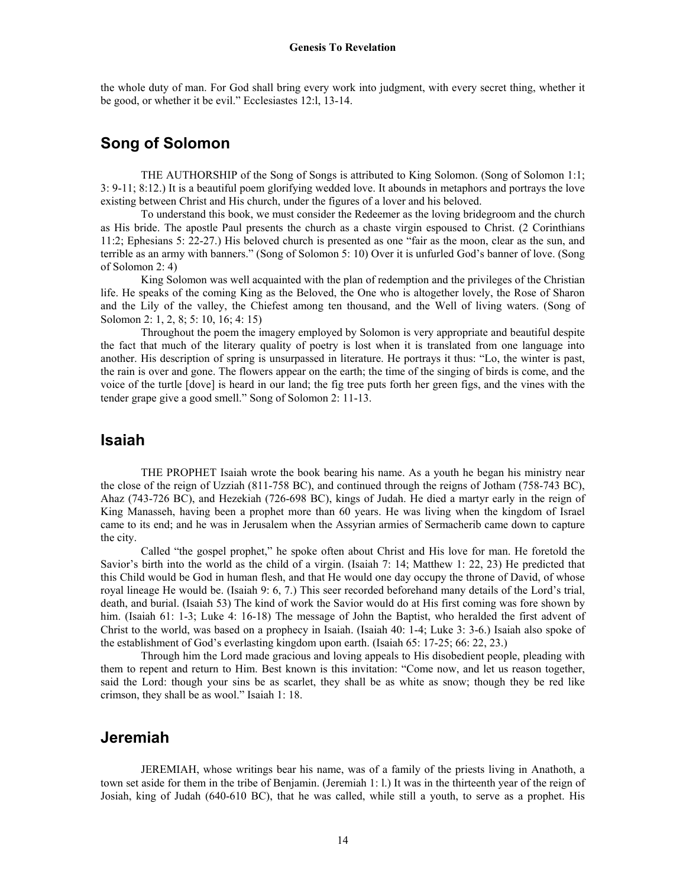the whole duty of man. For God shall bring every work into judgment, with every secret thing, whether it be good, or whether it be evil." Ecclesiastes 12:l, 13-14.

## Song of Solomon

THE AUTHORSHIP of the Song of Songs is attributed to King Solomon. (Song of Solomon 1:1; 3: 9-11; 8:12.) It is a beautiful poem glorifying wedded love. It abounds in metaphors and portrays the love existing between Christ and His church, under the figures of a lover and his beloved.

To understand this book, we must consider the Redeemer as the loving bridegroom and the church as His bride. The apostle Paul presents the church as a chaste virgin espoused to Christ. (2 Corinthians 11:2; Ephesians 5: 22-27.) His beloved church is presented as one "fair as the moon, clear as the sun, and terrible as an army with banners." (Song of Solomon 5: 10) Over it is unfurled God's banner of love. (Song of Solomon 2: 4)

King Solomon was well acquainted with the plan of redemption and the privileges of the Christian life. He speaks of the coming King as the Beloved, the One who is altogether lovely, the Rose of Sharon and the Lily of the valley, the Chiefest among ten thousand, and the Well of living waters. (Song of Solomon 2: 1, 2, 8; 5: 10, 16; 4: 15)

Throughout the poem the imagery employed by Solomon is very appropriate and beautiful despite the fact that much of the literary quality of poetry is lost when it is translated from one language into another. His description of spring is unsurpassed in literature. He portrays it thus: "Lo, the winter is past, the rain is over and gone. The flowers appear on the earth; the time of the singing of birds is come, and the voice of the turtle [dove] is heard in our land; the fig tree puts forth her green figs, and the vines with the tender grape give a good smell." Song of Solomon 2: 11-13.

## Isaiah

THE PROPHET Isaiah wrote the book bearing his name. As a youth he began his ministry near the close of the reign of Uzziah (811-758 BC), and continued through the reigns of Jotham (758-743 BC), Ahaz (743-726 BC), and Hezekiah (726-698 BC), kings of Judah. He died a martyr early in the reign of King Manasseh, having been a prophet more than 60 years. He was living when the kingdom of Israel came to its end; and he was in Jerusalem when the Assyrian armies of Sermacherib came down to capture the city.

Called "the gospel prophet," he spoke often about Christ and His love for man. He foretold the Savior's birth into the world as the child of a virgin. (Isaiah 7: 14; Matthew 1: 22, 23) He predicted that this Child would be God in human flesh, and that He would one day occupy the throne of David, of whose royal lineage He would be. (Isaiah 9: 6, 7.) This seer recorded beforehand many details of the Lord's trial, death, and burial. (Isaiah 53) The kind of work the Savior would do at His first coming was fore shown by him. (Isaiah 61: 1-3; Luke 4: 16-18) The message of John the Baptist, who heralded the first advent of Christ to the world, was based on a prophecy in Isaiah. (Isaiah 40: 1-4; Luke 3: 3-6.) Isaiah also spoke of the establishment of God's everlasting kingdom upon earth. (Isaiah 65: 17-25; 66: 22, 23.)

Through him the Lord made gracious and loving appeals to His disobedient people, pleading with them to repent and return to Him. Best known is this invitation: "Come now, and let us reason together, said the Lord: though your sins be as scarlet, they shall be as white as snow; though they be red like crimson, they shall be as wool." Isaiah 1: 18.

## Jeremiah

JEREMIAH, whose writings bear his name, was of a family of the priests living in Anathoth, a town set aside for them in the tribe of Benjamin. (Jeremiah 1: l.) It was in the thirteenth year of the reign of Josiah, king of Judah (640-610 BC), that he was called, while still a youth, to serve as a prophet. His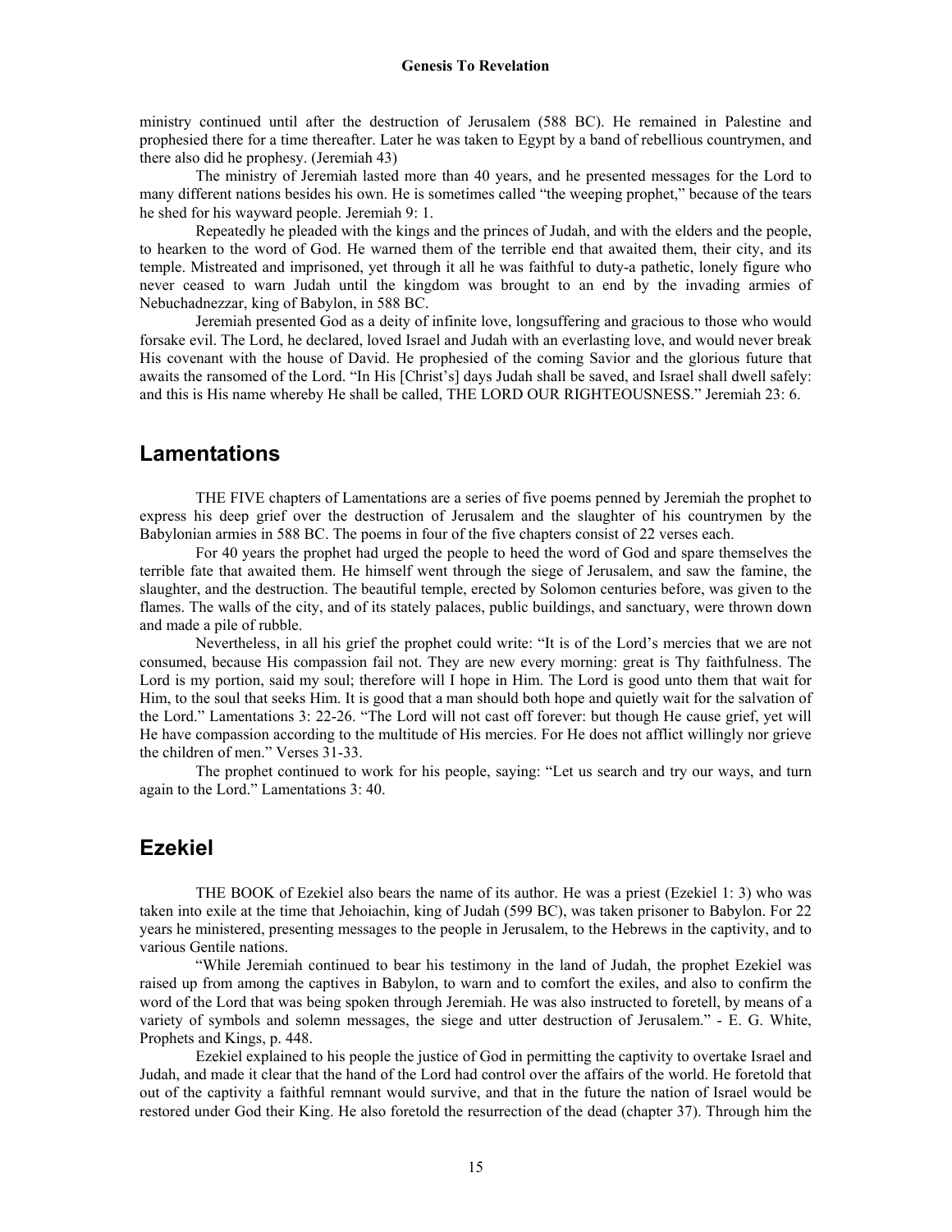ministry continued until after the destruction of Jerusalem (588 BC). He remained in Palestine and prophesied there for a time thereafter. Later he was taken to Egypt by a band of rebellious countrymen, and there also did he prophesy. (Jeremiah 43)

The ministry of Jeremiah lasted more than 40 years, and he presented messages for the Lord to many different nations besides his own. He is sometimes called "the weeping prophet," because of the tears he shed for his wayward people. Jeremiah 9: 1.

Repeatedly he pleaded with the kings and the princes of Judah, and with the elders and the people, to hearken to the word of God. He warned them of the terrible end that awaited them, their city, and its temple. Mistreated and imprisoned, yet through it all he was faithful to duty-a pathetic, lonely figure who never ceased to warn Judah until the kingdom was brought to an end by the invading armies of Nebuchadnezzar, king of Babylon, in 588 BC.

Jeremiah presented God as a deity of infinite love, longsuffering and gracious to those who would forsake evil. The Lord, he declared, loved Israel and Judah with an everlasting love, and would never break His covenant with the house of David. He prophesied of the coming Savior and the glorious future that awaits the ransomed of the Lord. "In His [Christ's] days Judah shall be saved, and Israel shall dwell safely: and this is His name whereby He shall be called, THE LORD OUR RIGHTEOUSNESS." Jeremiah 23: 6.

## Lamentations

THE FIVE chapters of Lamentations are a series of five poems penned by Jeremiah the prophet to express his deep grief over the destruction of Jerusalem and the slaughter of his countrymen by the Babylonian armies in 588 BC. The poems in four of the five chapters consist of 22 verses each.

For 40 years the prophet had urged the people to heed the word of God and spare themselves the terrible fate that awaited them. He himself went through the siege of Jerusalem, and saw the famine, the slaughter, and the destruction. The beautiful temple, erected by Solomon centuries before, was given to the flames. The walls of the city, and of its stately palaces, public buildings, and sanctuary, were thrown down and made a pile of rubble.

Nevertheless, in all his grief the prophet could write: "It is of the Lord's mercies that we are not consumed, because His compassion fail not. They are new every morning: great is Thy faithfulness. The Lord is my portion, said my soul; therefore will I hope in Him. The Lord is good unto them that wait for Him, to the soul that seeks Him. It is good that a man should both hope and quietly wait for the salvation of the Lord." Lamentations 3: 22-26. "The Lord will not cast off forever: but though He cause grief, yet will He have compassion according to the multitude of His mercies. For He does not afflict willingly nor grieve the children of men." Verses 31-33.

The prophet continued to work for his people, saying: "Let us search and try our ways, and turn again to the Lord." Lamentations 3: 40.

## Ezekiel

THE BOOK of Ezekiel also bears the name of its author. He was a priest (Ezekiel 1: 3) who was taken into exile at the time that Jehoiachin, king of Judah (599 BC), was taken prisoner to Babylon. For 22 years he ministered, presenting messages to the people in Jerusalem, to the Hebrews in the captivity, and to various Gentile nations.

"While Jeremiah continued to bear his testimony in the land of Judah, the prophet Ezekiel was raised up from among the captives in Babylon, to warn and to comfort the exiles, and also to confirm the word of the Lord that was being spoken through Jeremiah. He was also instructed to foretell, by means of a variety of symbols and solemn messages, the siege and utter destruction of Jerusalem." - E. G. White, Prophets and Kings, p. 448.

Ezekiel explained to his people the justice of God in permitting the captivity to overtake Israel and Judah, and made it clear that the hand of the Lord had control over the affairs of the world. He foretold that out of the captivity a faithful remnant would survive, and that in the future the nation of Israel would be restored under God their King. He also foretold the resurrection of the dead (chapter 37). Through him the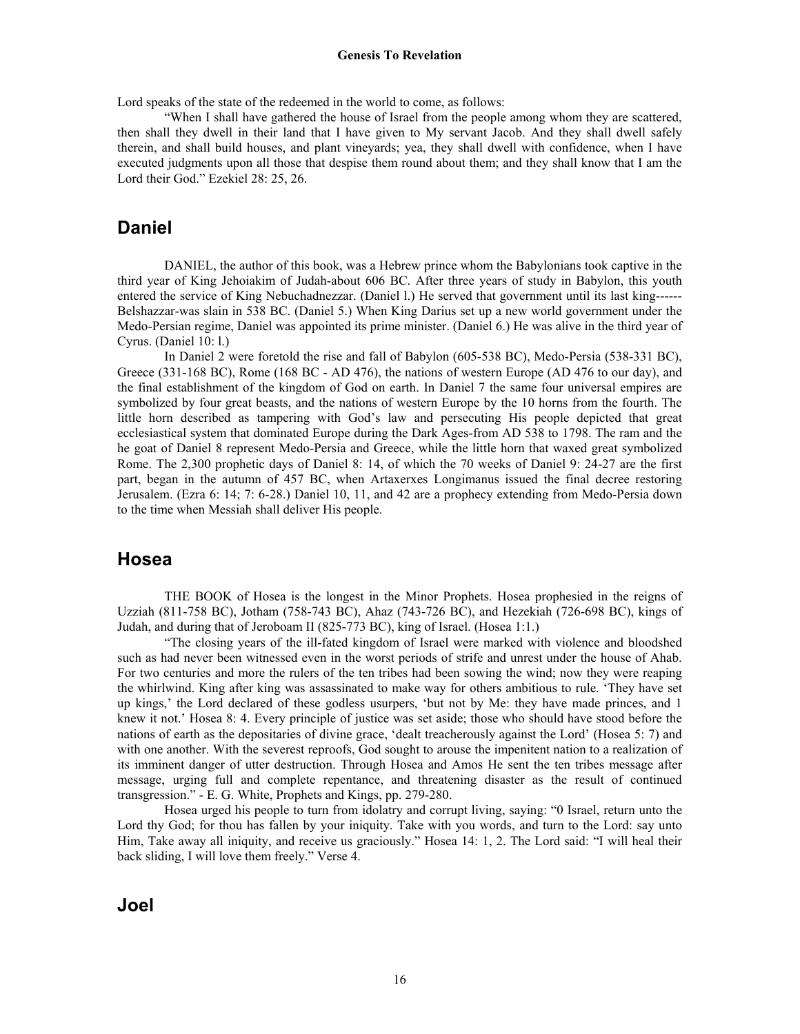Lord speaks of the state of the redeemed in the world to come, as follows:

"When I shall have gathered the house of Israel from the people among whom they are scattered, then shall they dwell in their land that I have given to My servant Jacob. And they shall dwell safely therein, and shall build houses, and plant vineyards; yea, they shall dwell with confidence, when I have executed judgments upon all those that despise them round about them; and they shall know that I am the Lord their God." Ezekiel 28: 25, 26.

## Daniel

DANIEL, the author of this book, was a Hebrew prince whom the Babylonians took captive in the third year of King Jehoiakim of Judah-about 606 BC. After three years of study in Babylon, this youth entered the service of King Nebuchadnezzar. (Daniel l.) He served that government until its last king------Belshazzar-was slain in 538 BC. (Daniel 5.) When King Darius set up a new world government under the Medo-Persian regime, Daniel was appointed its prime minister. (Daniel 6.) He was alive in the third year of Cyrus. (Daniel 10: l.)

In Daniel 2 were foretold the rise and fall of Babylon (605-538 BC), Medo-Persia (538-331 BC), Greece (331-168 BC), Rome (168 BC - AD 476), the nations of western Europe (AD 476 to our day), and the final establishment of the kingdom of God on earth. In Daniel 7 the same four universal empires are symbolized by four great beasts, and the nations of western Europe by the 10 horns from the fourth. The little horn described as tampering with God's law and persecuting His people depicted that great ecclesiastical system that dominated Europe during the Dark Ages-from AD 538 to 1798. The ram and the he goat of Daniel 8 represent Medo-Persia and Greece, while the little horn that waxed great symbolized Rome. The 2,300 prophetic days of Daniel 8: 14, of which the 70 weeks of Daniel 9: 24-27 are the first part, began in the autumn of 457 BC, when Artaxerxes Longimanus issued the final decree restoring Jerusalem. (Ezra 6: 14; 7: 6-28.) Daniel 10, 11, and 42 are a prophecy extending from Medo-Persia down to the time when Messiah shall deliver His people.

## Hosea

THE BOOK of Hosea is the longest in the Minor Prophets. Hosea prophesied in the reigns of Uzziah (811-758 BC), Jotham (758-743 BC), Ahaz (743-726 BC), and Hezekiah (726-698 BC), kings of Judah, and during that of Jeroboam II (825-773 BC), king of Israel. (Hosea 1:1.)

"The closing years of the ill-fated kingdom of Israel were marked with violence and bloodshed such as had never been witnessed even in the worst periods of strife and unrest under the house of Ahab. For two centuries and more the rulers of the ten tribes had been sowing the wind; now they were reaping the whirlwind. King after king was assassinated to make way for others ambitious to rule. 'They have set up kings,' the Lord declared of these godless usurpers, 'but not by Me: they have made princes, and 1 knew it not.' Hosea 8: 4. Every principle of justice was set aside; those who should have stood before the nations of earth as the depositaries of divine grace, 'dealt treacherously against the Lord' (Hosea 5: 7) and with one another. With the severest reproofs, God sought to arouse the impenitent nation to a realization of its imminent danger of utter destruction. Through Hosea and Amos He sent the ten tribes message after message, urging full and complete repentance, and threatening disaster as the result of continued transgression." - E. G. White, Prophets and Kings, pp. 279-280.

Hosea urged his people to turn from idolatry and corrupt living, saying: "0 Israel, return unto the Lord thy God; for thou has fallen by your iniquity. Take with you words, and turn to the Lord: say unto Him, Take away all iniquity, and receive us graciously." Hosea 14: 1, 2. The Lord said: "I will heal their back sliding, I will love them freely." Verse 4.

## Joel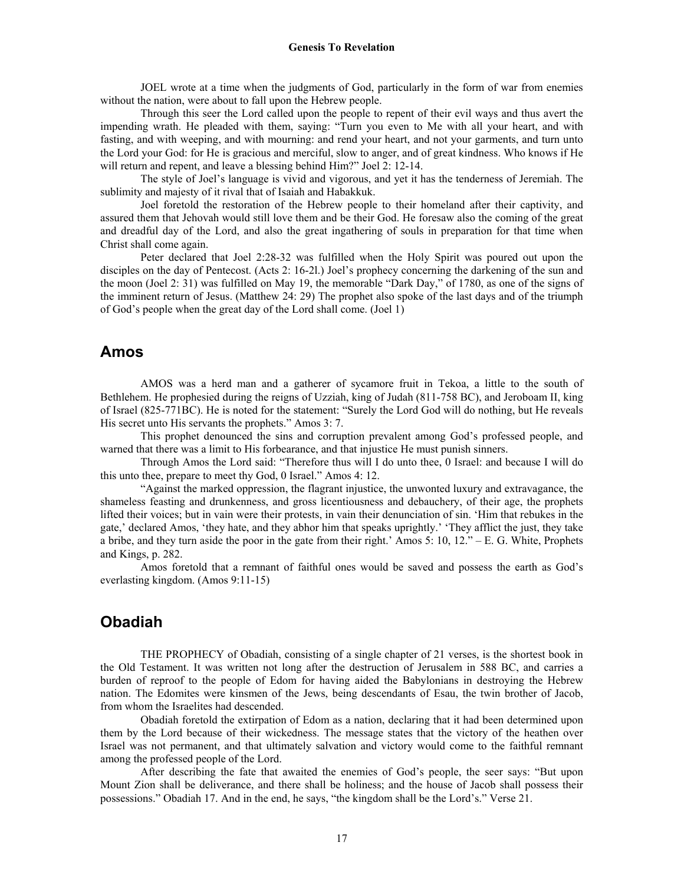JOEL wrote at a time when the judgments of God, particularly in the form of war from enemies without the nation, were about to fall upon the Hebrew people.

Through this seer the Lord called upon the people to repent of their evil ways and thus avert the impending wrath. He pleaded with them, saying: "Turn you even to Me with all your heart, and with fasting, and with weeping, and with mourning: and rend your heart, and not your garments, and turn unto the Lord your God: for He is gracious and merciful, slow to anger, and of great kindness. Who knows if He will return and repent, and leave a blessing behind Him?" Joel 2: 12-14.

The style of Joel's language is vivid and vigorous, and yet it has the tenderness of Jeremiah. The sublimity and majesty of it rival that of Isaiah and Habakkuk.

Joel foretold the restoration of the Hebrew people to their homeland after their captivity, and assured them that Jehovah would still love them and be their God. He foresaw also the coming of the great and dreadful day of the Lord, and also the great ingathering of souls in preparation for that time when Christ shall come again.

Peter declared that Joel 2:28-32 was fulfilled when the Holy Spirit was poured out upon the disciples on the day of Pentecost. (Acts 2: 16-2l.) Joel's prophecy concerning the darkening of the sun and the moon (Joel 2: 31) was fulfilled on May 19, the memorable "Dark Day," of 1780, as one of the signs of the imminent return of Jesus. (Matthew 24: 29) The prophet also spoke of the last days and of the triumph of God's people when the great day of the Lord shall come. (Joel 1)

## Amos

AMOS was a herd man and a gatherer of sycamore fruit in Tekoa, a little to the south of Bethlehem. He prophesied during the reigns of Uzziah, king of Judah (811-758 BC), and Jeroboam II, king of Israel (825-771BC). He is noted for the statement: "Surely the Lord God will do nothing, but He reveals His secret unto His servants the prophets." Amos 3: 7.

This prophet denounced the sins and corruption prevalent among God's professed people, and warned that there was a limit to His forbearance, and that injustice He must punish sinners.

Through Amos the Lord said: "Therefore thus will I do unto thee, 0 Israel: and because I will do this unto thee, prepare to meet thy God, 0 Israel." Amos 4: 12.

"Against the marked oppression, the flagrant injustice, the unwonted luxury and extravagance, the shameless feasting and drunkenness, and gross licentiousness and debauchery, of their age, the prophets lifted their voices; but in vain were their protests, in vain their denunciation of sin. 'Him that rebukes in the gate,' declared Amos, 'they hate, and they abhor him that speaks uprightly.' 'They afflict the just, they take a bribe, and they turn aside the poor in the gate from their right.' Amos 5: 10, 12." – E. G. White, Prophets and Kings, p. 282.

Amos foretold that a remnant of faithful ones would be saved and possess the earth as God's everlasting kingdom. (Amos 9:11-15)

## Obadiah

THE PROPHECY of Obadiah, consisting of a single chapter of 21 verses, is the shortest book in the Old Testament. It was written not long after the destruction of Jerusalem in 588 BC, and carries a burden of reproof to the people of Edom for having aided the Babylonians in destroying the Hebrew nation. The Edomites were kinsmen of the Jews, being descendants of Esau, the twin brother of Jacob, from whom the Israelites had descended.

Obadiah foretold the extirpation of Edom as a nation, declaring that it had been determined upon them by the Lord because of their wickedness. The message states that the victory of the heathen over Israel was not permanent, and that ultimately salvation and victory would come to the faithful remnant among the professed people of the Lord.

After describing the fate that awaited the enemies of God's people, the seer says: "But upon Mount Zion shall be deliverance, and there shall be holiness; and the house of Jacob shall possess their possessions." Obadiah 17. And in the end, he says, "the kingdom shall be the Lord's." Verse 21.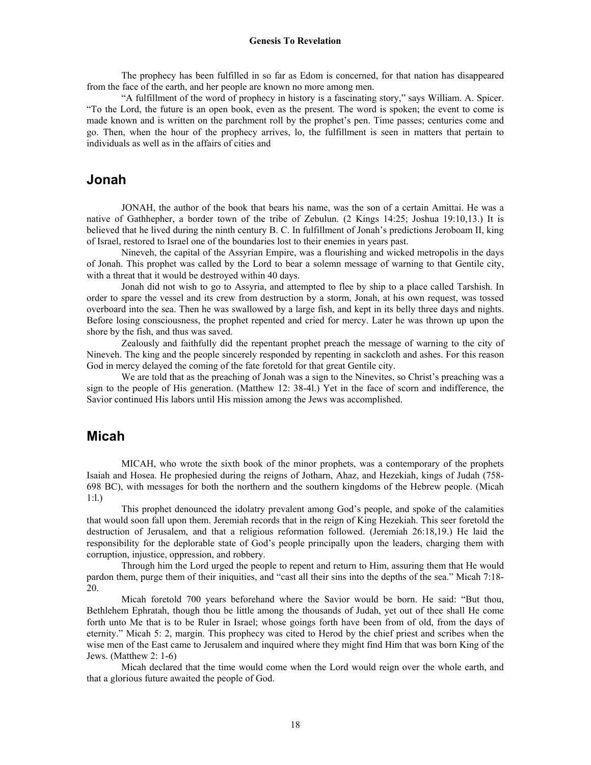The prophecy has been fulfilled in so far as Edom is concerned, for that nation has disappeared from the face of the earth, and her people are known no more among men.

"A fulfillment of the word of prophecy in history is a fascinating story," says William. A. Spicer. "To the Lord, the future is an open book, even as the present. The word is spoken; the event to come is made known and is written on the parchment roll by the prophet's pen. Time passes; centuries come and go. Then, when the hour of the prophecy arrives, lo, the fulfillment is seen in matters that pertain to individuals as well as in the affairs of cities and

## Jonah

JONAH, the author of the book that bears his name, was the son of a certain Amittai. He was a native of Gathhepher, a border town of the tribe of Zebulun. (2 Kings 14:25; Joshua 19:10,13.) It is believed that he lived during the ninth century B. C. In fulfillment of Jonah's predictions Jeroboam II, king of Israel, restored to Israel one of the boundaries lost to their enemies in years past.

Nineveh, the capital of the Assyrian Empire, was a flourishing and wicked metropolis in the days of Jonah. This prophet was called by the Lord to bear a solemn message of warning to that Gentile city, with a threat that it would be destroyed within 40 days.

Jonah did not wish to go to Assyria, and attempted to flee by ship to a place called Tarshish. In order to spare the vessel and its crew from destruction by a storm, Jonah, at his own request, was tossed overboard into the sea. Then he was swallowed by a large fish, and kept in its belly three days and nights. Before losing consciousness, the prophet repented and cried for mercy. Later he was thrown up upon the shore by the fish, and thus was saved.

Zealously and faithfully did the repentant prophet preach the message of warning to the city of Nineveh. The king and the people sincerely responded by repenting in sackcloth and ashes. For this reason God in mercy delayed the coming of the fate foretold for that great Gentile city.

We are told that as the preaching of Jonah was a sign to the Ninevites, so Christ's preaching was a sign to the people of His generation. (Matthew 12: 38-4l.) Yet in the face of scorn and indifference, the Savior continued His labors until His mission among the Jews was accomplished.

## Micah

MICAH, who wrote the sixth book of the minor prophets, was a contemporary of the prophets Isaiah and Hosea. He prophesied during the reigns of Jotharn, Ahaz, and Hezekiah, kings of Judah (758-698 BC), with messages for both the northern and the southern kingdoms of the Hebrew people. (Micah 1:l.)

This prophet denounced the idolatry prevalent among God's people, and spoke of the calamities that would soon fall upon them. Jeremiah records that in the reign of King Hezekiah. This seer foretold the destruction of Jerusalem, and that a religious reformation followed. (Jeremiah 26:18,19.) He laid the responsibility for the deplorable state of God's people principally upon the leaders, charging them with corruption, injustice, oppression, and robbery.

Through him the Lord urged the people to repent and return to Him, assuring them that He would pardon them, purge them of their iniquities, and "cast all their sins into the depths of the sea." Micah 7:18-20.

Micah foretold 700 years beforehand where the Savior would be born. He said: "But thou, Bethlehem Ephratah, though thou be little among the thousands of Judah, yet out of thee shall He come forth unto Me that is to be Ruler in Israel; whose goings forth have been from of old, from the days of eternity." Micah 5: 2, margin. This prophecy was cited to Herod by the chief priest and scribes when the wise men of the East came to Jerusalem and inquired where they might find Him that was born King of the Jews. (Matthew 2: 1-6)

Micah declared that the time would come when the Lord would reign over the whole earth, and that a glorious future awaited the people of God.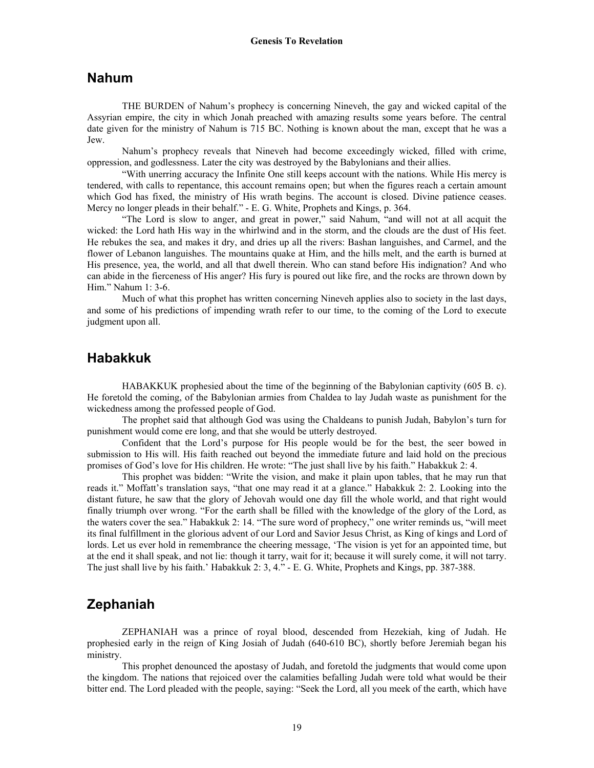## Nahum

THE BURDEN of Nahum's prophecy is concerning Nineveh, the gay and wicked capital of the Assyrian empire, the city in which Jonah preached with amazing results some years before. The central date given for the ministry of Nahum is 715 BC. Nothing is known about the man, except that he was a Jew.

Nahum's prophecy reveals that Nineveh had become exceedingly wicked, filled with crime, oppression, and godlessness. Later the city was destroyed by the Babylonians and their allies.

"With unerring accuracy the Infinite One still keeps account with the nations. While His mercy is tendered, with calls to repentance, this account remains open; but when the figures reach a certain amount which God has fixed, the ministry of His wrath begins. The account is closed. Divine patience ceases. Mercy no longer pleads in their behalf." - E. G. White, Prophets and Kings, p. 364.

"The Lord is slow to anger, and great in power," said Nahum, "and will not at all acquit the wicked: the Lord hath His way in the whirlwind and in the storm, and the clouds are the dust of His feet. He rebukes the sea, and makes it dry, and dries up all the rivers: Bashan languishes, and Carmel, and the flower of Lebanon languishes. The mountains quake at Him, and the hills melt, and the earth is burned at His presence, yea, the world, and all that dwell therein. Who can stand before His indignation? And who can abide in the fierceness of His anger? His fury is poured out like fire, and the rocks are thrown down by Him." Nahum 1: 3-6.

Much of what this prophet has written concerning Nineveh applies also to society in the last days, and some of his predictions of impending wrath refer to our time, to the coming of the Lord to execute judgment upon all.

## Habakkuk

HABAKKUK prophesied about the time of the beginning of the Babylonian captivity (605 B. c). He foretold the coming, of the Babylonian armies from Chaldea to lay Judah waste as punishment for the wickedness among the professed people of God.

The prophet said that although God was using the Chaldeans to punish Judah, Babylon's turn for punishment would come ere long, and that she would be utterly destroyed.

Confident that the Lord's purpose for His people would be for the best, the seer bowed in submission to His will. His faith reached out beyond the immediate future and laid hold on the precious promises of God's love for His children. He wrote: "The just shall live by his faith." Habakkuk 2: 4.

This prophet was bidden: "Write the vision, and make it plain upon tables, that he may run that reads it." Moffatt's translation says, "that one may read it at a glance." Habakkuk 2: 2. Looking into the distant future, he saw that the glory of Jehovah would one day fill the whole world, and that right would finally triumph over wrong. "For the earth shall be filled with the knowledge of the glory of the Lord, as the waters cover the sea." Habakkuk 2: 14. "The sure word of prophecy," one writer reminds us, "will meet its final fulfillment in the glorious advent of our Lord and Savior Jesus Christ, as King of kings and Lord of lords. Let us ever hold in remembrance the cheering message, 'The vision is yet for an appointed time, but at the end it shall speak, and not lie: though it tarry, wait for it; because it will surely come, it will not tarry. The just shall live by his faith.' Habakkuk 2: 3, 4." - E. G. White, Prophets and Kings, pp. 387-388.

## Zephaniah

ZEPHANIAH was a prince of royal blood, descended from Hezekiah, king of Judah. He prophesied early in the reign of King Josiah of Judah (640-610 BC), shortly before Jeremiah began his ministry.

This prophet denounced the apostasy of Judah, and foretold the judgments that would come upon the kingdom. The nations that rejoiced over the calamities befalling Judah were told what would be their bitter end. The Lord pleaded with the people, saying: "Seek the Lord, all you meek of the earth, which have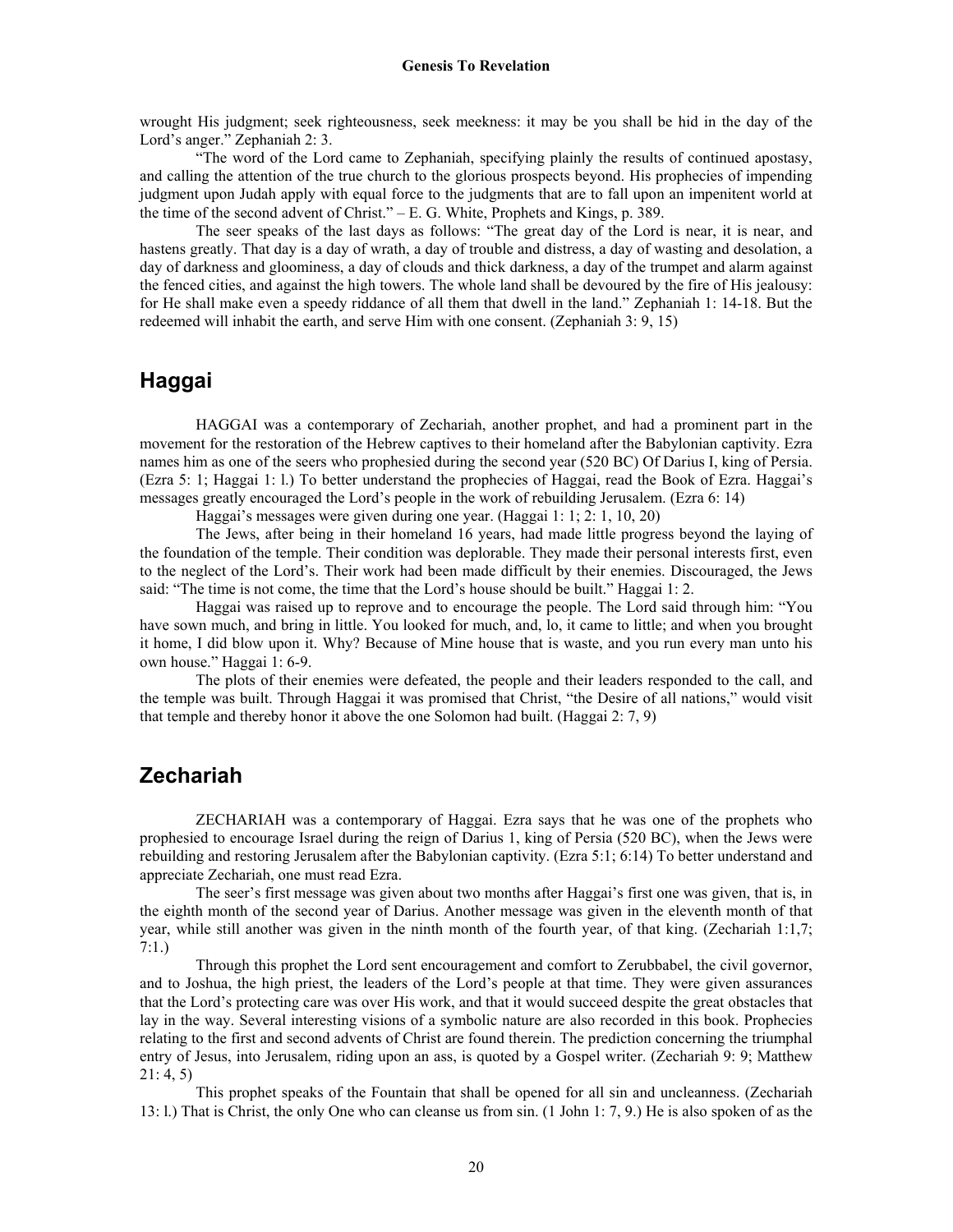wrought His judgment; seek righteousness, seek meekness: it may be you shall be hid in the day of the Lord's anger." Zephaniah 2: 3.

"The word of the Lord came to Zephaniah, specifying plainly the results of continued apostasy, and calling the attention of the true church to the glorious prospects beyond. His prophecies of impending judgment upon Judah apply with equal force to the judgments that are to fall upon an impenitent world at the time of the second advent of Christ." – E. G. White, Prophets and Kings, p. 389.

The seer speaks of the last days as follows: "The great day of the Lord is near, it is near, and hastens greatly. That day is a day of wrath, a day of trouble and distress, a day of wasting and desolation, a day of darkness and gloominess, a day of clouds and thick darkness, a day of the trumpet and alarm against the fenced cities, and against the high towers. The whole land shall be devoured by the fire of His jealousy: for He shall make even a speedy riddance of all them that dwell in the land." Zephaniah 1: 14-18. But the redeemed will inhabit the earth, and serve Him with one consent. (Zephaniah 3: 9, 15)

## Haggai

HAGGAI was a contemporary of Zechariah, another prophet, and had a prominent part in the movement for the restoration of the Hebrew captives to their homeland after the Babylonian captivity. Ezra names him as one of the seers who prophesied during the second year (520 BC) Of Darius I, king of Persia. (Ezra 5: 1; Haggai 1: l.) To better understand the prophecies of Haggai, read the Book of Ezra. Haggai's messages greatly encouraged the Lord's people in the work of rebuilding Jerusalem. (Ezra 6: 14)

Haggai's messages were given during one year. (Haggai 1: 1; 2: 1, 10, 20)

The Jews, after being in their homeland 16 years, had made little progress beyond the laying of the foundation of the temple. Their condition was deplorable. They made their personal interests first, even to the neglect of the Lord's. Their work had been made difficult by their enemies. Discouraged, the Jews said: "The time is not come, the time that the Lord's house should be built." Haggai 1: 2.

Haggai was raised up to reprove and to encourage the people. The Lord said through him: "You have sown much, and bring in little. You looked for much, and, lo, it came to little; and when you brought it home, I did blow upon it. Why? Because of Mine house that is waste, and you run every man unto his own house." Haggai 1: 6-9.

The plots of their enemies were defeated, the people and their leaders responded to the call, and the temple was built. Through Haggai it was promised that Christ, "the Desire of all nations," would visit that temple and thereby honor it above the one Solomon had built. (Haggai 2: 7, 9)

## Zechariah

ZECHARIAH was a contemporary of Haggai. Ezra says that he was one of the prophets who prophesied to encourage Israel during the reign of Darius 1, king of Persia (520 BC), when the Jews were rebuilding and restoring Jerusalem after the Babylonian captivity. (Ezra 5:1; 6:14) To better understand and appreciate Zechariah, one must read Ezra.

The seer's first message was given about two months after Haggai's first one was given, that is, in the eighth month of the second year of Darius. Another message was given in the eleventh month of that year, while still another was given in the ninth month of the fourth year, of that king. (Zechariah 1:1,7; 7:1.)

Through this prophet the Lord sent encouragement and comfort to Zerubbabel, the civil governor, and to Joshua, the high priest, the leaders of the Lord's people at that time. They were given assurances that the Lord's protecting care was over His work, and that it would succeed despite the great obstacles that lay in the way. Several interesting visions of a symbolic nature are also recorded in this book. Prophecies relating to the first and second advents of Christ are found therein. The prediction concerning the triumphal entry of Jesus, into Jerusalem, riding upon an ass, is quoted by a Gospel writer. (Zechariah 9: 9; Matthew 21: 4, 5)

This prophet speaks of the Fountain that shall be opened for all sin and uncleanness. (Zechariah 13: l.) That is Christ, the only One who can cleanse us from sin. (1 John 1: 7, 9.) He is also spoken of as the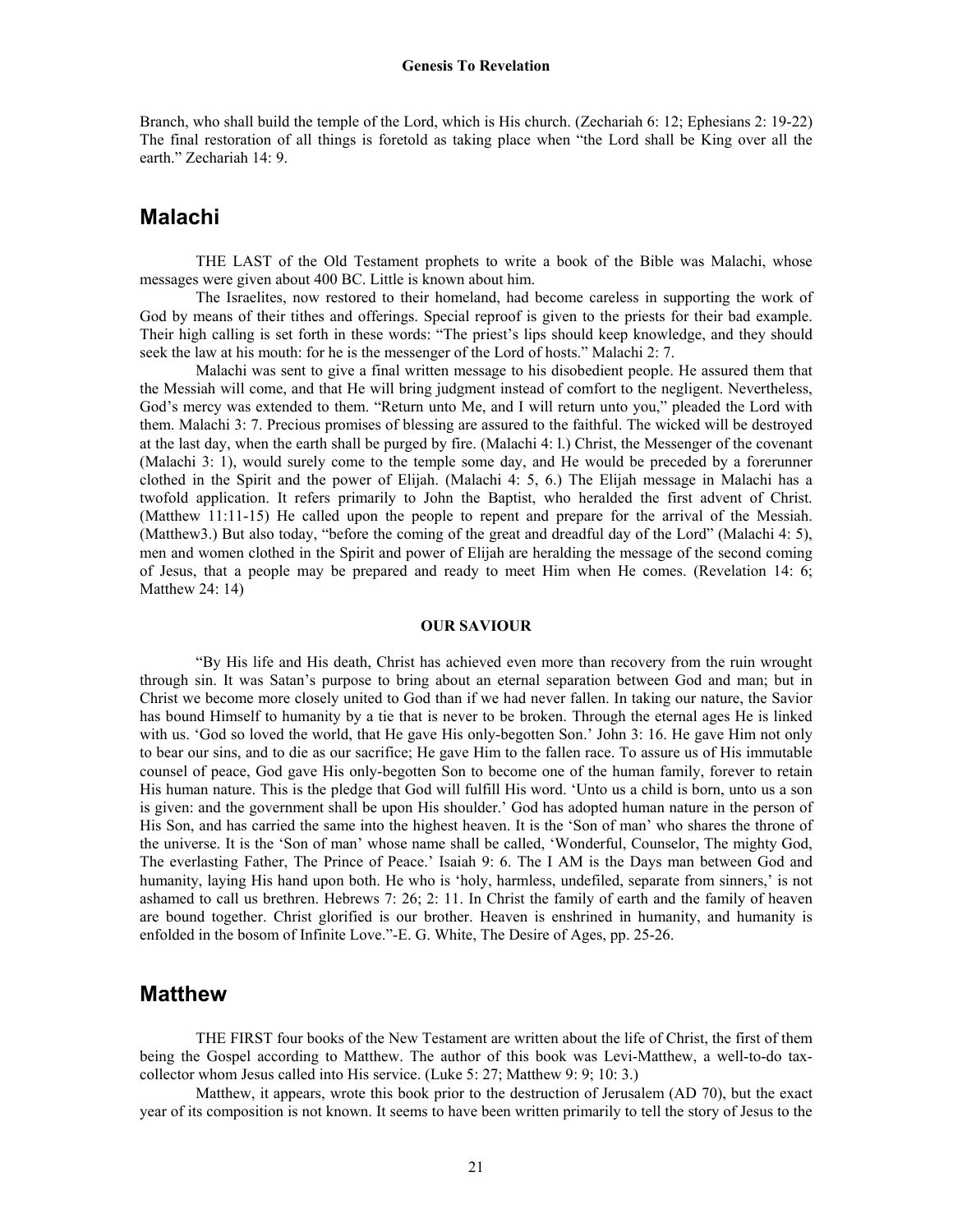Branch, who shall build the temple of the Lord, which is His church. (Zechariah 6: 12; Ephesians 2: 19-22) The final restoration of all things is foretold as taking place when "the Lord shall be King over all the earth." Zechariah 14: 9.

## Malachi

THE LAST of the Old Testament prophets to write a book of the Bible was Malachi, whose messages were given about 400 BC. Little is known about him.

The Israelites, now restored to their homeland, had become careless in supporting the work of God by means of their tithes and offerings. Special reproof is given to the priests for their bad example. Their high calling is set forth in these words: "The priest's lips should keep knowledge, and they should seek the law at his mouth: for he is the messenger of the Lord of hosts." Malachi 2: 7.

Malachi was sent to give a final written message to his disobedient people. He assured them that the Messiah will come, and that He will bring judgment instead of comfort to the negligent. Nevertheless, God's mercy was extended to them. "Return unto Me, and I will return unto you," pleaded the Lord with them. Malachi 3: 7. Precious promises of blessing are assured to the faithful. The wicked will be destroyed at the last day, when the earth shall be purged by fire. (Malachi 4: l.) Christ, the Messenger of the covenant (Malachi 3: 1), would surely come to the temple some day, and He would be preceded by a forerunner clothed in the Spirit and the power of Elijah. (Malachi 4: 5, 6.) The Elijah message in Malachi has a twofold application. It refers primarily to John the Baptist, who heralded the first advent of Christ. (Matthew 11:11-15) He called upon the people to repent and prepare for the arrival of the Messiah. (Matthew3.) But also today, "before the coming of the great and dreadful day of the Lord" (Malachi 4: 5), men and women clothed in the Spirit and power of Elijah are heralding the message of the second coming of Jesus, that a people may be prepared and ready to meet Him when He comes. (Revelation 14: 6; Matthew 24: 14)

**OUR SAVIOUR**

"By His life and His death, Christ has achieved even more than recovery from the ruin wrought through sin. It was Satan's purpose to bring about an eternal separation between God and man; but in Christ we become more closely united to God than if we had never fallen. In taking our nature, the Savior has bound Himself to humanity by a tie that is never to be broken. Through the eternal ages He is linked with us. 'God so loved the world, that He gave His only-begotten Son.' John 3: 16. He gave Him not only to bear our sins, and to die as our sacrifice; He gave Him to the fallen race. To assure us of His immutable counsel of peace, God gave His only-begotten Son to become one of the human family, forever to retain His human nature. This is the pledge that God will fulfill His word. 'Unto us a child is born, unto us a son is given: and the government shall be upon His shoulder.' God has adopted human nature in the person of His Son, and has carried the same into the highest heaven. It is the 'Son of man' who shares the throne of the universe. It is the 'Son of man' whose name shall be called, 'Wonderful, Counselor, The mighty God, The everlasting Father, The Prince of Peace.' Isaiah 9: 6. The I AM is the Days man between God and humanity, laying His hand upon both. He who is 'holy, harmless, undefiled, separate from sinners,' is not ashamed to call us brethren. Hebrews 7: 26; 2: 11. In Christ the family of earth and the family of heaven are bound together. Christ glorified is our brother. Heaven is enshrined in humanity, and humanity is enfolded in the bosom of Infinite Love."-E. G. White, The Desire of Ages, pp. 25-26.

## Matthew

THE FIRST four books of the New Testament are written about the life of Christ, the first of them being the Gospel according to Matthew. The author of this book was Levi-Matthew, a well-to-do tax-collector whom Jesus called into His service. (Luke 5: 27; Matthew 9: 9; 10: 3.)

Matthew, it appears, wrote this book prior to the destruction of Jerusalem (AD 70), but the exact year of its composition is not known. It seems to have been written primarily to tell the story of Jesus to the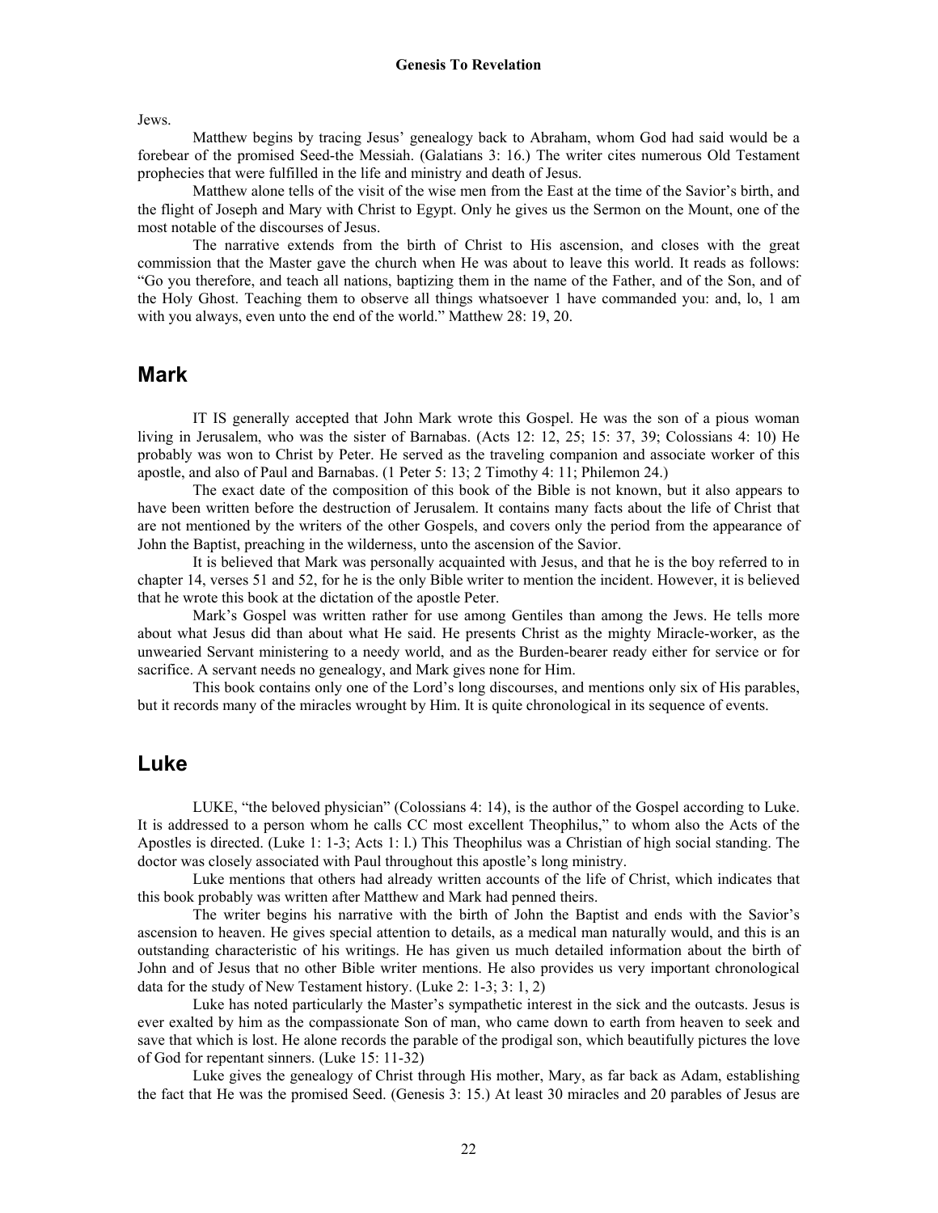Jews.

Matthew begins by tracing Jesus' genealogy back to Abraham, whom God had said would be a forebear of the promised Seed-the Messiah. (Galatians 3: 16.) The writer cites numerous Old Testament prophecies that were fulfilled in the life and ministry and death of Jesus.

Matthew alone tells of the visit of the wise men from the East at the time of the Savior's birth, and the flight of Joseph and Mary with Christ to Egypt. Only he gives us the Sermon on the Mount, one of the most notable of the discourses of Jesus.

The narrative extends from the birth of Christ to His ascension, and closes with the great commission that the Master gave the church when He was about to leave this world. It reads as follows: "Go you therefore, and teach all nations, baptizing them in the name of the Father, and of the Son, and of the Holy Ghost. Teaching them to observe all things whatsoever 1 have commanded you: and, lo, 1 am with you always, even unto the end of the world." Matthew 28: 19, 20.

## Mark

IT IS generally accepted that John Mark wrote this Gospel. He was the son of a pious woman living in Jerusalem, who was the sister of Barnabas. (Acts 12: 12, 25; 15: 37, 39; Colossians 4: 10) He probably was won to Christ by Peter. He served as the traveling companion and associate worker of this apostle, and also of Paul and Barnabas. (1 Peter 5: 13; 2 Timothy 4: 11; Philemon 24.)

The exact date of the composition of this book of the Bible is not known, but it also appears to have been written before the destruction of Jerusalem. It contains many facts about the life of Christ that are not mentioned by the writers of the other Gospels, and covers only the period from the appearance of John the Baptist, preaching in the wilderness, unto the ascension of the Savior.

It is believed that Mark was personally acquainted with Jesus, and that he is the boy referred to in chapter 14, verses 51 and 52, for he is the only Bible writer to mention the incident. However, it is believed that he wrote this book at the dictation of the apostle Peter.

Mark's Gospel was written rather for use among Gentiles than among the Jews. He tells more about what Jesus did than about what He said. He presents Christ as the mighty Miracle-worker, as the unwearied Servant ministering to a needy world, and as the Burden-bearer ready either for service or for sacrifice. A servant needs no genealogy, and Mark gives none for Him.

This book contains only one of the Lord's long discourses, and mentions only six of His parables, but it records many of the miracles wrought by Him. It is quite chronological in its sequence of events.

## Luke

LUKE, "the beloved physician" (Colossians 4: 14), is the author of the Gospel according to Luke. It is addressed to a person whom he calls CC most excellent Theophilus," to whom also the Acts of the Apostles is directed. (Luke 1: 1-3; Acts 1: l.) This Theophilus was a Christian of high social standing. The doctor was closely associated with Paul throughout this apostle's long ministry.

Luke mentions that others had already written accounts of the life of Christ, which indicates that this book probably was written after Matthew and Mark had penned theirs.

The writer begins his narrative with the birth of John the Baptist and ends with the Savior's ascension to heaven. He gives special attention to details, as a medical man naturally would, and this is an outstanding characteristic of his writings. He has given us much detailed information about the birth of John and of Jesus that no other Bible writer mentions. He also provides us very important chronological data for the study of New Testament history. (Luke 2: 1-3; 3: 1, 2)

Luke has noted particularly the Master's sympathetic interest in the sick and the outcasts. Jesus is ever exalted by him as the compassionate Son of man, who came down to earth from heaven to seek and save that which is lost. He alone records the parable of the prodigal son, which beautifully pictures the love of God for repentant sinners. (Luke 15: 11-32)

Luke gives the genealogy of Christ through His mother, Mary, as far back as Adam, establishing the fact that He was the promised Seed. (Genesis 3: 15.) At least 30 miracles and 20 parables of Jesus are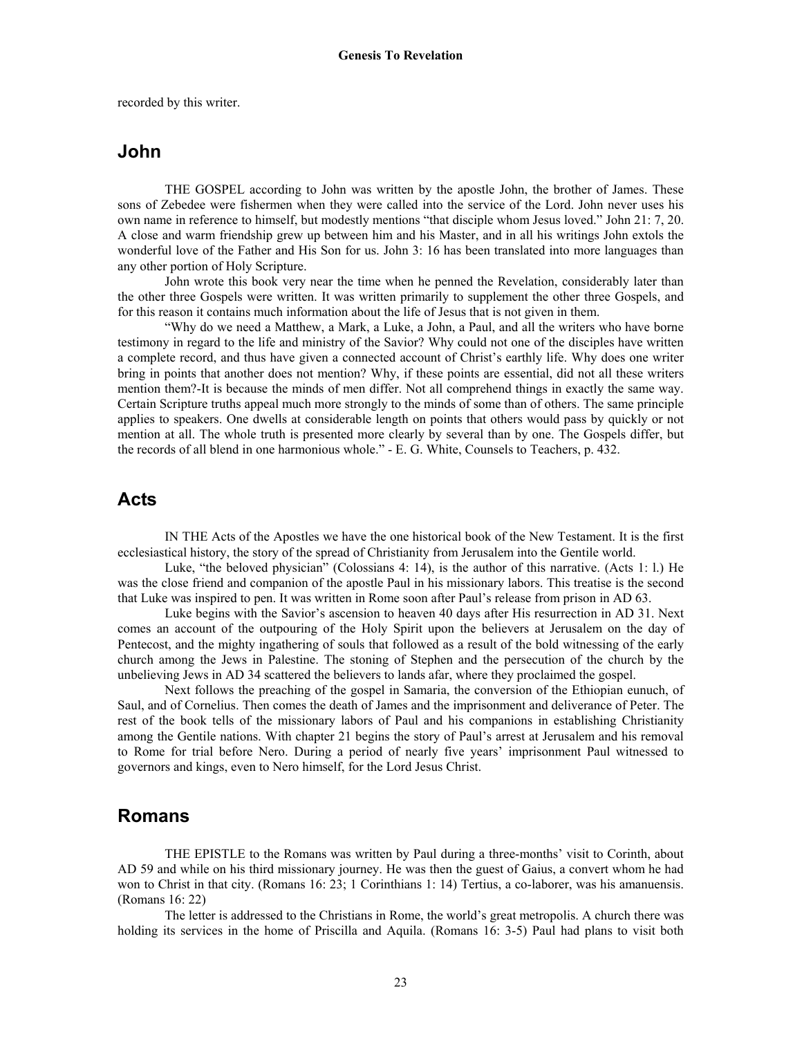recorded by this writer.

## John

THE GOSPEL according to John was written by the apostle John, the brother of James. These sons of Zebedee were fishermen when they were called into the service of the Lord. John never uses his own name in reference to himself, but modestly mentions "that disciple whom Jesus loved." John 21: 7, 20. A close and warm friendship grew up between him and his Master, and in all his writings John extols the wonderful love of the Father and His Son for us. John 3: 16 has been translated into more languages than any other portion of Holy Scripture.

John wrote this book very near the time when he penned the Revelation, considerably later than the other three Gospels were written. It was written primarily to supplement the other three Gospels, and for this reason it contains much information about the life of Jesus that is not given in them.

"Why do we need a Matthew, a Mark, a Luke, a John, a Paul, and all the writers who have borne testimony in regard to the life and ministry of the Savior? Why could not one of the disciples have written a complete record, and thus have given a connected account of Christ's earthly life. Why does one writer bring in points that another does not mention? Why, if these points are essential, did not all these writers mention them?-It is because the minds of men differ. Not all comprehend things in exactly the same way. Certain Scripture truths appeal much more strongly to the minds of some than of others. The same principle applies to speakers. One dwells at considerable length on points that others would pass by quickly or not mention at all. The whole truth is presented more clearly by several than by one. The Gospels differ, but the records of all blend in one harmonious whole." - E. G. White, Counsels to Teachers, p. 432.

## Acts

IN THE Acts of the Apostles we have the one historical book of the New Testament. It is the first ecclesiastical history, the story of the spread of Christianity from Jerusalem into the Gentile world.

Luke, "the beloved physician" (Colossians 4: 14), is the author of this narrative. (Acts 1: l.) He was the close friend and companion of the apostle Paul in his missionary labors. This treatise is the second that Luke was inspired to pen. It was written in Rome soon after Paul's release from prison in AD 63.

Luke begins with the Savior's ascension to heaven 40 days after His resurrection in AD 31. Next comes an account of the outpouring of the Holy Spirit upon the believers at Jerusalem on the day of Pentecost, and the mighty ingathering of souls that followed as a result of the bold witnessing of the early church among the Jews in Palestine. The stoning of Stephen and the persecution of the church by the unbelieving Jews in AD 34 scattered the believers to lands afar, where they proclaimed the gospel.

Next follows the preaching of the gospel in Samaria, the conversion of the Ethiopian eunuch, of Saul, and of Cornelius. Then comes the death of James and the imprisonment and deliverance of Peter. The rest of the book tells of the missionary labors of Paul and his companions in establishing Christianity among the Gentile nations. With chapter 21 begins the story of Paul's arrest at Jerusalem and his removal to Rome for trial before Nero. During a period of nearly five years' imprisonment Paul witnessed to governors and kings, even to Nero himself, for the Lord Jesus Christ.

## Romans

THE EPISTLE to the Romans was written by Paul during a three-months' visit to Corinth, about AD 59 and while on his third missionary journey. He was then the guest of Gaius, a convert whom he had won to Christ in that city. (Romans 16: 23; 1 Corinthians 1: 14) Tertius, a co-laborer, was his amanuensis. (Romans 16: 22)

The letter is addressed to the Christians in Rome, the world's great metropolis. A church there was holding its services in the home of Priscilla and Aquila. (Romans 16: 3-5) Paul had plans to visit both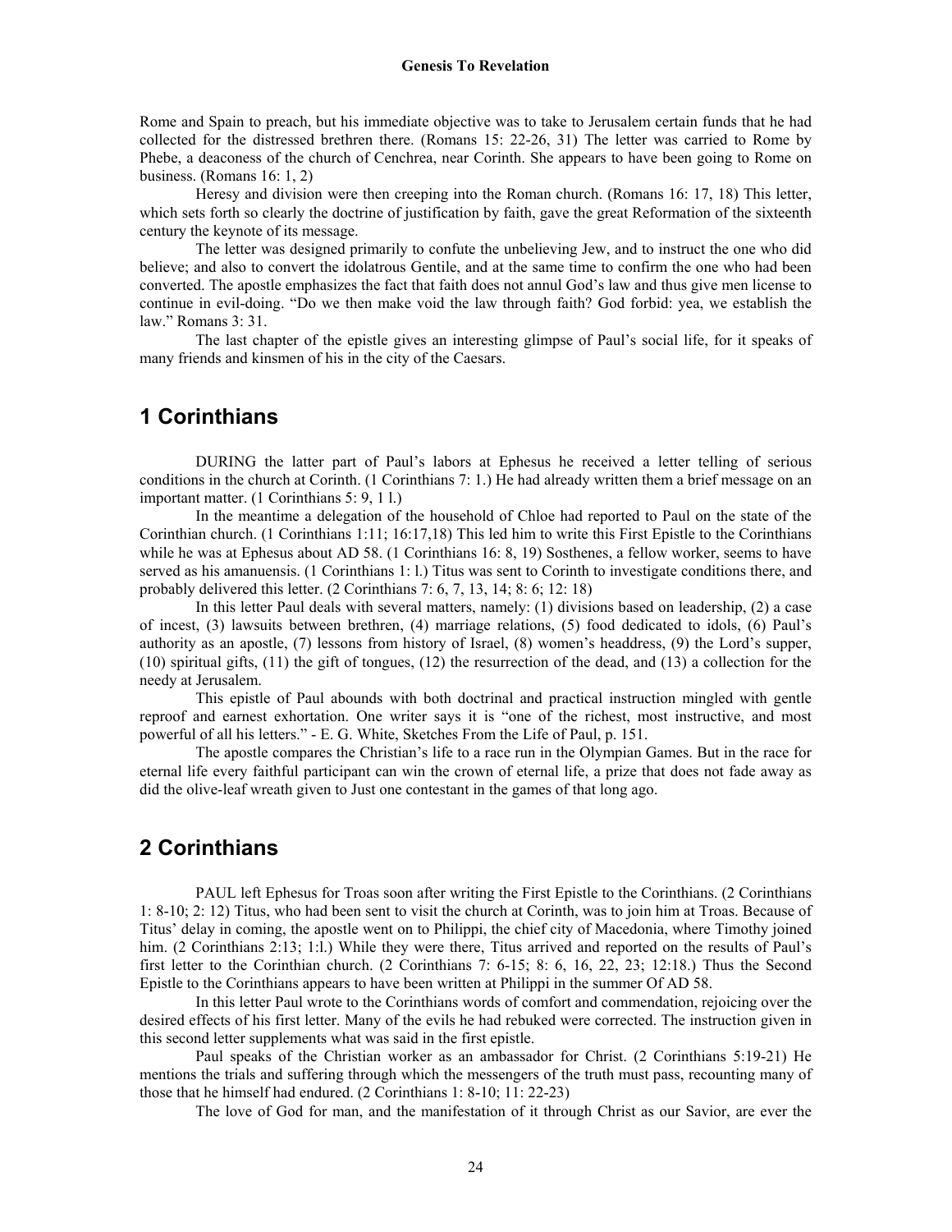Rome and Spain to preach, but his immediate objective was to take to Jerusalem certain funds that he had collected for the distressed brethren there. (Romans 15: 22-26, 31) The letter was carried to Rome by Phebe, a deaconess of the church of Cenchrea, near Corinth. She appears to have been going to Rome on business. (Romans 16: 1, 2)

Heresy and division were then creeping into the Roman church. (Romans 16: 17, 18) This letter, which sets forth so clearly the doctrine of justification by faith, gave the great Reformation of the sixteenth century the keynote of its message.

The letter was designed primarily to confute the unbelieving Jew, and to instruct the one who did believe; and also to convert the idolatrous Gentile, and at the same time to confirm the one who had been converted. The apostle emphasizes the fact that faith does not annul God's law and thus give men license to continue in evil-doing. "Do we then make void the law through faith? God forbid: yea, we establish the law." Romans 3: 31.

The last chapter of the epistle gives an interesting glimpse of Paul's social life, for it speaks of many friends and kinsmen of his in the city of the Caesars.

## 1 Corinthians

DURING the latter part of Paul's labors at Ephesus he received a letter telling of serious conditions in the church at Corinth. (1 Corinthians 7: 1.) He had already written them a brief message on an important matter. (1 Corinthians 5: 9, 1 l.)

In the meantime a delegation of the household of Chloe had reported to Paul on the state of the Corinthian church. (1 Corinthians 1:11; 16:17,18) This led him to write this First Epistle to the Corinthians while he was at Ephesus about AD 58. (1 Corinthians 16: 8, 19) Sosthenes, a fellow worker, seems to have served as his amanuensis. (1 Corinthians 1: l.) Titus was sent to Corinth to investigate conditions there, and probably delivered this letter. (2 Corinthians 7: 6, 7, 13, 14; 8: 6; 12: 18)

In this letter Paul deals with several matters, namely: (1) divisions based on leadership, (2) a case of incest, (3) lawsuits between brethren, (4) marriage relations, (5) food dedicated to idols, (6) Paul's authority as an apostle, (7) lessons from history of Israel, (8) women's headdress, (9) the Lord's supper, (10) spiritual gifts, (11) the gift of tongues, (12) the resurrection of the dead, and (13) a collection for the needy at Jerusalem.

This epistle of Paul abounds with both doctrinal and practical instruction mingled with gentle reproof and earnest exhortation. One writer says it is "one of the richest, most instructive, and most powerful of all his letters." - E. G. White, Sketches From the Life of Paul, p. 151.

The apostle compares the Christian's life to a race run in the Olympian Games. But in the race for eternal life every faithful participant can win the crown of eternal life, a prize that does not fade away as did the olive-leaf wreath given to Just one contestant in the games of that long ago.

## 2 Corinthians

PAUL left Ephesus for Troas soon after writing the First Epistle to the Corinthians. (2 Corinthians 1: 8-10; 2: 12) Titus, who had been sent to visit the church at Corinth, was to join him at Troas. Because of Titus' delay in coming, the apostle went on to Philippi, the chief city of Macedonia, where Timothy joined him. (2 Corinthians 2:13; 1:l.) While they were there, Titus arrived and reported on the results of Paul's first letter to the Corinthian church. (2 Corinthians 7: 6-15; 8: 6, 16, 22, 23; 12:18.) Thus the Second Epistle to the Corinthians appears to have been written at Philippi in the summer Of AD 58.

In this letter Paul wrote to the Corinthians words of comfort and commendation, rejoicing over the desired effects of his first letter. Many of the evils he had rebuked were corrected. The instruction given in this second letter supplements what was said in the first epistle.

Paul speaks of the Christian worker as an ambassador for Christ. (2 Corinthians 5:19-21) He mentions the trials and suffering through which the messengers of the truth must pass, recounting many of those that he himself had endured. (2 Corinthians 1: 8-10; 11: 22-23)

The love of God for man, and the manifestation of it through Christ as our Savior, are ever the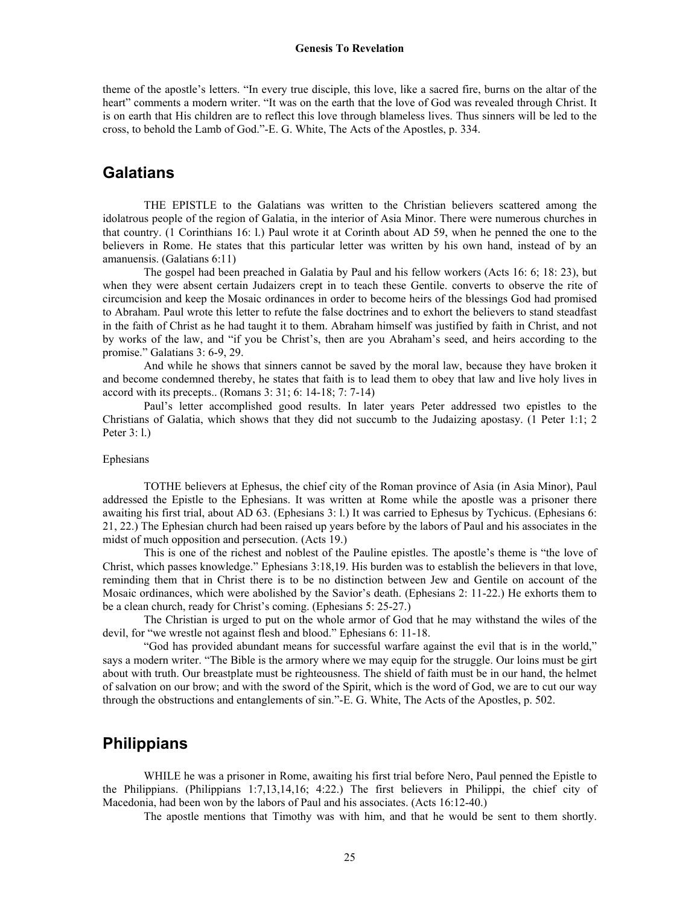theme of the apostle's letters. "In every true disciple, this love, like a sacred fire, burns on the altar of the heart" comments a modern writer. "It was on the earth that the love of God was revealed through Christ. It is on earth that His children are to reflect this love through blameless lives. Thus sinners will be led to the cross, to behold the Lamb of God."-E. G. White, The Acts of the Apostles, p. 334.

## Galatians

THE EPISTLE to the Galatians was written to the Christian believers scattered among the idolatrous people of the region of Galatia, in the interior of Asia Minor. There were numerous churches in that country. (1 Corinthians 16: l.) Paul wrote it at Corinth about AD 59, when he penned the one to the believers in Rome. He states that this particular letter was written by his own hand, instead of by an amanuensis. (Galatians 6:11)

The gospel had been preached in Galatia by Paul and his fellow workers (Acts 16: 6; 18: 23), but when they were absent certain Judaizers crept in to teach these Gentile. converts to observe the rite of circumcision and keep the Mosaic ordinances in order to become heirs of the blessings God had promised to Abraham. Paul wrote this letter to refute the false doctrines and to exhort the believers to stand steadfast in the faith of Christ as he had taught it to them. Abraham himself was justified by faith in Christ, and not by works of the law, and "if you be Christ's, then are you Abraham's seed, and heirs according to the promise." Galatians 3: 6-9, 29.

And while he shows that sinners cannot be saved by the moral law, because they have broken it and become condemned thereby, he states that faith is to lead them to obey that law and live holy lives in accord with its precepts.. (Romans 3: 31; 6: 14-18; 7: 7-14)

Paul's letter accomplished good results. In later years Peter addressed two epistles to the Christians of Galatia, which shows that they did not succumb to the Judaizing apostasy. (1 Peter 1:1; 2 Peter 3: l.)

Ephesians

TOTHE believers at Ephesus, the chief city of the Roman province of Asia (in Asia Minor), Paul addressed the Epistle to the Ephesians. It was written at Rome while the apostle was a prisoner there awaiting his first trial, about AD 63. (Ephesians 3: l.) It was carried to Ephesus by Tychicus. (Ephesians 6: 21, 22.) The Ephesian church had been raised up years before by the labors of Paul and his associates in the midst of much opposition and persecution. (Acts 19.)

This is one of the richest and noblest of the Pauline epistles. The apostle's theme is "the love of Christ, which passes knowledge." Ephesians 3:18,19. His burden was to establish the believers in that love, reminding them that in Christ there is to be no distinction between Jew and Gentile on account of the Mosaic ordinances, which were abolished by the Savior's death. (Ephesians 2: 11-22.) He exhorts them to be a clean church, ready for Christ's coming. (Ephesians 5: 25-27.)

The Christian is urged to put on the whole armor of God that he may withstand the wiles of the devil, for "we wrestle not against flesh and blood." Ephesians 6: 11-18.

"God has provided abundant means for successful warfare against the evil that is in the world," says a modern writer. "The Bible is the armory where we may equip for the struggle. Our loins must be girt about with truth. Our breastplate must be righteousness. The shield of faith must be in our hand, the helmet of salvation on our brow; and with the sword of the Spirit, which is the word of God, we are to cut our way through the obstructions and entanglements of sin."-E. G. White, The Acts of the Apostles, p. 502.

## Philippians

WHILE he was a prisoner in Rome, awaiting his first trial before Nero, Paul penned the Epistle to the Philippians. (Philippians 1:7,13,14,16; 4:22.) The first believers in Philippi, the chief city of Macedonia, had been won by the labors of Paul and his associates. (Acts 16:12-40.)

The apostle mentions that Timothy was with him, and that he would be sent to them shortly.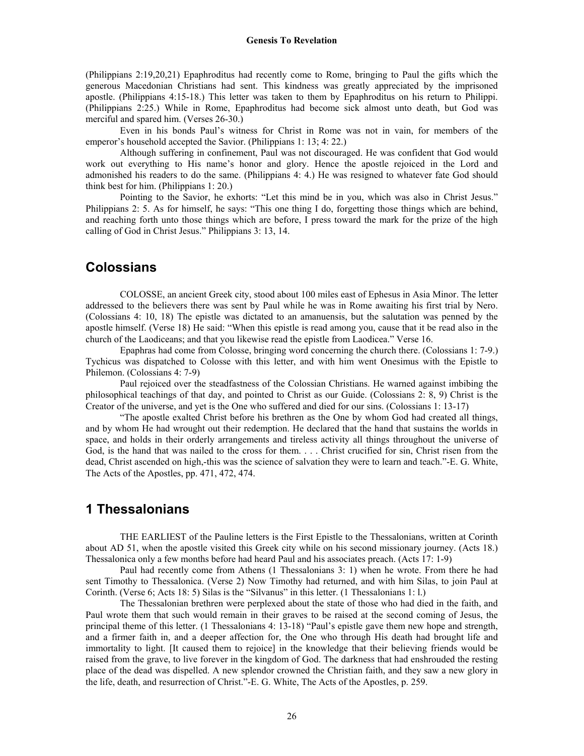(Philippians 2:19,20,21) Epaphroditus had recently come to Rome, bringing to Paul the gifts which the generous Macedonian Christians had sent. This kindness was greatly appreciated by the imprisoned apostle. (Philippians 4:15-18.) This letter was taken to them by Epaphroditus on his return to Philippi. (Philippians 2:25.) While in Rome, Epaphroditus had become sick almost unto death, but God was merciful and spared him. (Verses 26-30.)

Even in his bonds Paul's witness for Christ in Rome was not in vain, for members of the emperor's household accepted the Savior. (Philippians 1: 13; 4: 22.)

Although suffering in confinement, Paul was not discouraged. He was confident that God would work out everything to His name's honor and glory. Hence the apostle rejoiced in the Lord and admonished his readers to do the same. (Philippians 4: 4.) He was resigned to whatever fate God should think best for him. (Philippians 1: 20.)

Pointing to the Savior, he exhorts: "Let this mind be in you, which was also in Christ Jesus." Philippians 2: 5. As for himself, he says: "This one thing I do, forgetting those things which are behind, and reaching forth unto those things which are before, I press toward the mark for the prize of the high calling of God in Christ Jesus." Philippians 3: 13, 14.

## Colossians

COLOSSE, an ancient Greek city, stood about 100 miles east of Ephesus in Asia Minor. The letter addressed to the believers there was sent by Paul while he was in Rome awaiting his first trial by Nero. (Colossians 4: 10, 18) The epistle was dictated to an amanuensis, but the salutation was penned by the apostle himself. (Verse 18) He said: "When this epistle is read among you, cause that it be read also in the church of the Laodiceans; and that you likewise read the epistle from Laodicea." Verse 16.

Epaphras had come from Colosse, bringing word concerning the church there. (Colossians 1: 7-9.) Tychicus was dispatched to Colosse with this letter, and with him went Onesimus with the Epistle to Philemon. (Colossians 4: 7-9)

Paul rejoiced over the steadfastness of the Colossian Christians. He warned against imbibing the philosophical teachings of that day, and pointed to Christ as our Guide. (Colossians 2: 8, 9) Christ is the Creator of the universe, and yet is the One who suffered and died for our sins. (Colossians 1: 13-17)

"The apostle exalted Christ before his brethren as the One by whom God had created all things, and by whom He had wrought out their redemption. He declared that the hand that sustains the worlds in space, and holds in their orderly arrangements and tireless activity all things throughout the universe of God, is the hand that was nailed to the cross for them. . . . Christ crucified for sin, Christ risen from the dead, Christ ascended on high,-this was the science of salvation they were to learn and teach."-E. G. White, The Acts of the Apostles, pp. 471, 472, 474.

## 1 Thessalonians

THE EARLIEST of the Pauline letters is the First Epistle to the Thessalonians, written at Corinth about AD 51, when the apostle visited this Greek city while on his second missionary journey. (Acts 18.) Thessalonica only a few months before had heard Paul and his associates preach. (Acts 17: 1-9)

Paul had recently come from Athens (1 Thessalonians 3: 1) when he wrote. From there he had sent Timothy to Thessalonica. (Verse 2) Now Timothy had returned, and with him Silas, to join Paul at Corinth. (Verse 6; Acts 18: 5) Silas is the "Silvanus" in this letter. (1 Thessalonians 1: l.)

The Thessalonian brethren were perplexed about the state of those who had died in the faith, and Paul wrote them that such would remain in their graves to be raised at the second coming of Jesus, the principal theme of this letter. (1 Thessalonians 4: 13-18) "Paul's epistle gave them new hope and strength, and a firmer faith in, and a deeper affection for, the One who through His death had brought life and immortality to light. [It caused them to rejoice] in the knowledge that their believing friends would be raised from the grave, to live forever in the kingdom of God. The darkness that had enshrouded the resting place of the dead was dispelled. A new splendor crowned the Christian faith, and they saw a new glory in the life, death, and resurrection of Christ."-E. G. White, The Acts of the Apostles, p. 259.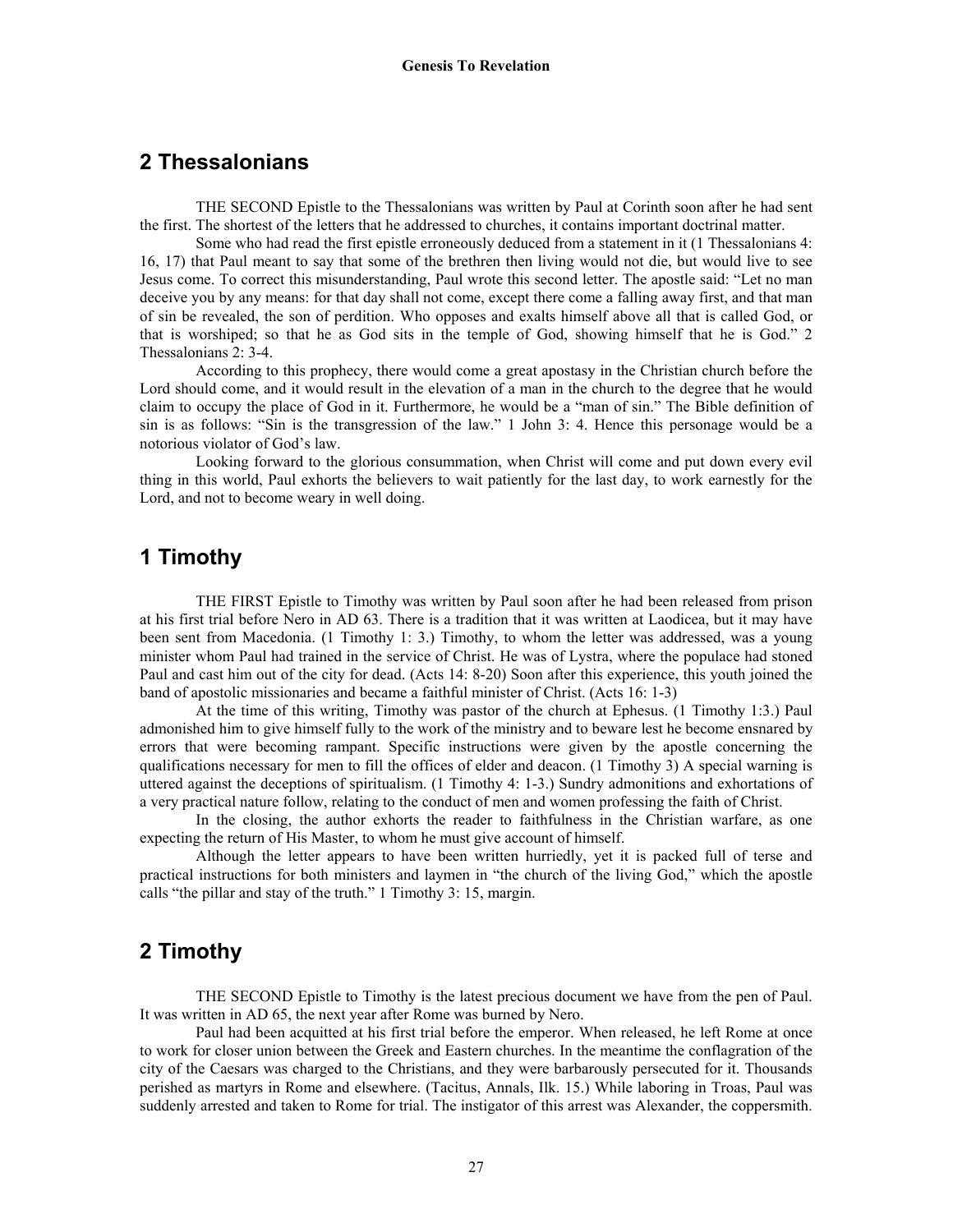## 2 Thessalonians

THE SECOND Epistle to the Thessalonians was written by Paul at Corinth soon after he had sent the first. The shortest of the letters that he addressed to churches, it contains important doctrinal matter.

Some who had read the first epistle erroneously deduced from a statement in it (1 Thessalonians 4: 16, 17) that Paul meant to say that some of the brethren then living would not die, but would live to see Jesus come. To correct this misunderstanding, Paul wrote this second letter. The apostle said: "Let no man deceive you by any means: for that day shall not come, except there come a falling away first, and that man of sin be revealed, the son of perdition. Who opposes and exalts himself above all that is called God, or that is worshiped; so that he as God sits in the temple of God, showing himself that he is God." 2 Thessalonians 2: 3-4.

According to this prophecy, there would come a great apostasy in the Christian church before the Lord should come, and it would result in the elevation of a man in the church to the degree that he would claim to occupy the place of God in it. Furthermore, he would be a "man of sin." The Bible definition of sin is as follows: "Sin is the transgression of the law." 1 John 3: 4. Hence this personage would be a notorious violator of God's law.

Looking forward to the glorious consummation, when Christ will come and put down every evil thing in this world, Paul exhorts the believers to wait patiently for the last day, to work earnestly for the Lord, and not to become weary in well doing.

## 1 Timothy

THE FIRST Epistle to Timothy was written by Paul soon after he had been released from prison at his first trial before Nero in AD 63. There is a tradition that it was written at Laodicea, but it may have been sent from Macedonia. (1 Timothy 1: 3.) Timothy, to whom the letter was addressed, was a young minister whom Paul had trained in the service of Christ. He was of Lystra, where the populace had stoned Paul and cast him out of the city for dead. (Acts 14: 8-20) Soon after this experience, this youth joined the band of apostolic missionaries and became a faithful minister of Christ. (Acts 16: 1-3)

At the time of this writing, Timothy was pastor of the church at Ephesus. (1 Timothy 1:3.) Paul admonished him to give himself fully to the work of the ministry and to beware lest he become ensnared by errors that were becoming rampant. Specific instructions were given by the apostle concerning the qualifications necessary for men to fill the offices of elder and deacon. (1 Timothy 3) A special warning is uttered against the deceptions of spiritualism. (1 Timothy 4: 1-3.) Sundry admonitions and exhortations of a very practical nature follow, relating to the conduct of men and women professing the faith of Christ.

In the closing, the author exhorts the reader to faithfulness in the Christian warfare, as one expecting the return of His Master, to whom he must give account of himself.

Although the letter appears to have been written hurriedly, yet it is packed full of terse and practical instructions for both ministers and laymen in "the church of the living God," which the apostle calls "the pillar and stay of the truth." 1 Timothy 3: 15, margin.

## 2 Timothy

THE SECOND Epistle to Timothy is the latest precious document we have from the pen of Paul. It was written in AD 65, the next year after Rome was burned by Nero.

Paul had been acquitted at his first trial before the emperor. When released, he left Rome at once to work for closer union between the Greek and Eastern churches. In the meantime the conflagration of the city of the Caesars was charged to the Christians, and they were barbarously persecuted for it. Thousands perished as martyrs in Rome and elsewhere. (Tacitus, Annals, Ilk. 15.) While laboring in Troas, Paul was suddenly arrested and taken to Rome for trial. The instigator of this arrest was Alexander, the coppersmith.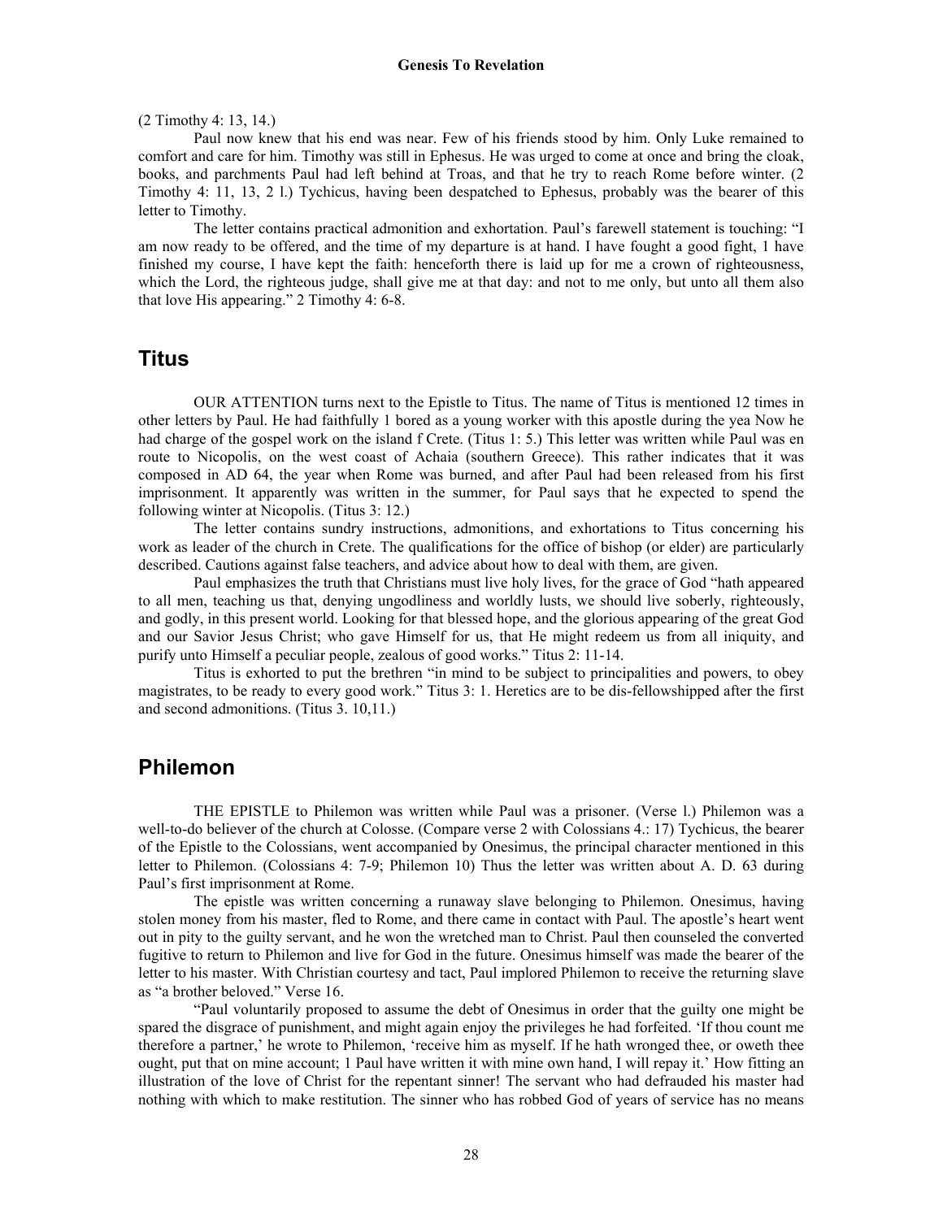(2 Timothy 4: 13, 14.)

Paul now knew that his end was near. Few of his friends stood by him. Only Luke remained to comfort and care for him. Timothy was still in Ephesus. He was urged to come at once and bring the cloak, books, and parchments Paul had left behind at Troas, and that he try to reach Rome before winter. (2 Timothy 4: 11, 13, 2 l.) Tychicus, having been despatched to Ephesus, probably was the bearer of this letter to Timothy.

The letter contains practical admonition and exhortation. Paul's farewell statement is touching: "I am now ready to be offered, and the time of my departure is at hand. I have fought a good fight, 1 have finished my course, I have kept the faith: henceforth there is laid up for me a crown of righteousness, which the Lord, the righteous judge, shall give me at that day: and not to me only, but unto all them also that love His appearing." 2 Timothy 4: 6-8.

## Titus

OUR ATTENTION turns next to the Epistle to Titus. The name of Titus is mentioned 12 times in other letters by Paul. He had faithfully 1 bored as a young worker with this apostle during the yea Now he had charge of the gospel work on the island f Crete. (Titus 1: 5.) This letter was written while Paul was en route to Nicopolis, on the west coast of Achaia (southern Greece). This rather indicates that it was composed in AD 64, the year when Rome was burned, and after Paul had been released from his first imprisonment. It apparently was written in the summer, for Paul says that he expected to spend the following winter at Nicopolis. (Titus 3: 12.)

The letter contains sundry instructions, admonitions, and exhortations to Titus concerning his work as leader of the church in Crete. The qualifications for the office of bishop (or elder) are particularly described. Cautions against false teachers, and advice about how to deal with them, are given.

Paul emphasizes the truth that Christians must live holy lives, for the grace of God "hath appeared to all men, teaching us that, denying ungodliness and worldly lusts, we should live soberly, righteously, and godly, in this present world. Looking for that blessed hope, and the glorious appearing of the great God and our Savior Jesus Christ; who gave Himself for us, that He might redeem us from all iniquity, and purify unto Himself a peculiar people, zealous of good works." Titus 2: 11-14.

Titus is exhorted to put the brethren "in mind to be subject to principalities and powers, to obey magistrates, to be ready to every good work." Titus 3: 1. Heretics are to be dis-fellowshipped after the first and second admonitions. (Titus 3. 10,11.)

## Philemon

THE EPISTLE to Philemon was written while Paul was a prisoner. (Verse l.) Philemon was a well-to-do believer of the church at Colosse. (Compare verse 2 with Colossians 4.: 17) Tychicus, the bearer of the Epistle to the Colossians, went accompanied by Onesimus, the principal character mentioned in this letter to Philemon. (Colossians 4: 7-9; Philemon 10) Thus the letter was written about A. D. 63 during Paul's first imprisonment at Rome.

The epistle was written concerning a runaway slave belonging to Philemon. Onesimus, having stolen money from his master, fled to Rome, and there came in contact with Paul. The apostle's heart went out in pity to the guilty servant, and he won the wretched man to Christ. Paul then counseled the converted fugitive to return to Philemon and live for God in the future. Onesimus himself was made the bearer of the letter to his master. With Christian courtesy and tact, Paul implored Philemon to receive the returning slave as "a brother beloved." Verse 16.

"Paul voluntarily proposed to assume the debt of Onesimus in order that the guilty one might be spared the disgrace of punishment, and might again enjoy the privileges he had forfeited. 'If thou count me therefore a partner,' he wrote to Philemon, 'receive him as myself. If he hath wronged thee, or oweth thee ought, put that on mine account; 1 Paul have written it with mine own hand, I will repay it.' How fitting an illustration of the love of Christ for the repentant sinner! The servant who had defrauded his master had nothing with which to make restitution. The sinner who has robbed God of years of service has no means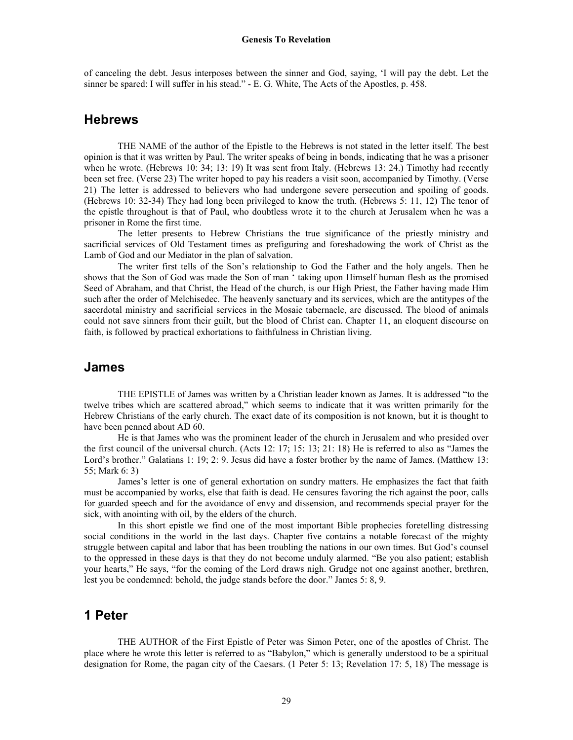of canceling the debt. Jesus interposes between the sinner and God, saying, 'I will pay the debt. Let the sinner be spared: I will suffer in his stead." - E. G. White, The Acts of the Apostles, p. 458.

## Hebrews

THE NAME of the author of the Epistle to the Hebrews is not stated in the letter itself. The best opinion is that it was written by Paul. The writer speaks of being in bonds, indicating that he was a prisoner when he wrote. (Hebrews 10: 34; 13: 19) It was sent from Italy. (Hebrews 13: 24.) Timothy had recently been set free. (Verse 23) The writer hoped to pay his readers a visit soon, accompanied by Timothy. (Verse 21) The letter is addressed to believers who had undergone severe persecution and spoiling of goods. (Hebrews 10: 32-34) They had long been privileged to know the truth. (Hebrews 5: 11, 12) The tenor of the epistle throughout is that of Paul, who doubtless wrote it to the church at Jerusalem when he was a prisoner in Rome the first time.

The letter presents to Hebrew Christians the true significance of the priestly ministry and sacrificial services of Old Testament times as prefiguring and foreshadowing the work of Christ as the Lamb of God and our Mediator in the plan of salvation.

The writer first tells of the Son's relationship to God the Father and the holy angels. Then he shows that the Son of God was made the Son of man ' taking upon Himself human flesh as the promised Seed of Abraham, and that Christ, the Head of the church, is our High Priest, the Father having made Him such after the order of Melchisedec. The heavenly sanctuary and its services, which are the antitypes of the sacerdotal ministry and sacrificial services in the Mosaic tabernacle, are discussed. The blood of animals could not save sinners from their guilt, but the blood of Christ can. Chapter 11, an eloquent discourse on faith, is followed by practical exhortations to faithfulness in Christian living.

## James

THE EPISTLE of James was written by a Christian leader known as James. It is addressed "to the twelve tribes which are scattered abroad," which seems to indicate that it was written primarily for the Hebrew Christians of the early church. The exact date of its composition is not known, but it is thought to have been penned about AD 60.

He is that James who was the prominent leader of the church in Jerusalem and who presided over the first council of the universal church. (Acts 12: 17; 15: 13; 21: 18) He is referred to also as "James the Lord's brother." Galatians 1: 19; 2: 9. Jesus did have a foster brother by the name of James. (Matthew 13: 55; Mark 6: 3)

James's letter is one of general exhortation on sundry matters. He emphasizes the fact that faith must be accompanied by works, else that faith is dead. He censures favoring the rich against the poor, calls for guarded speech and for the avoidance of envy and dissension, and recommends special prayer for the sick, with anointing with oil, by the elders of the church.

In this short epistle we find one of the most important Bible prophecies foretelling distressing social conditions in the world in the last days. Chapter five contains a notable forecast of the mighty struggle between capital and labor that has been troubling the nations in our own times. But God's counsel to the oppressed in these days is that they do not become unduly alarmed. "Be you also patient; establish your hearts," He says, "for the coming of the Lord draws nigh. Grudge not one against another, brethren, lest you be condemned: behold, the judge stands before the door." James 5: 8, 9.

## 1 Peter

THE AUTHOR of the First Epistle of Peter was Simon Peter, one of the apostles of Christ. The place where he wrote this letter is referred to as "Babylon," which is generally understood to be a spiritual designation for Rome, the pagan city of the Caesars. (1 Peter 5: 13; Revelation 17: 5, 18) The message is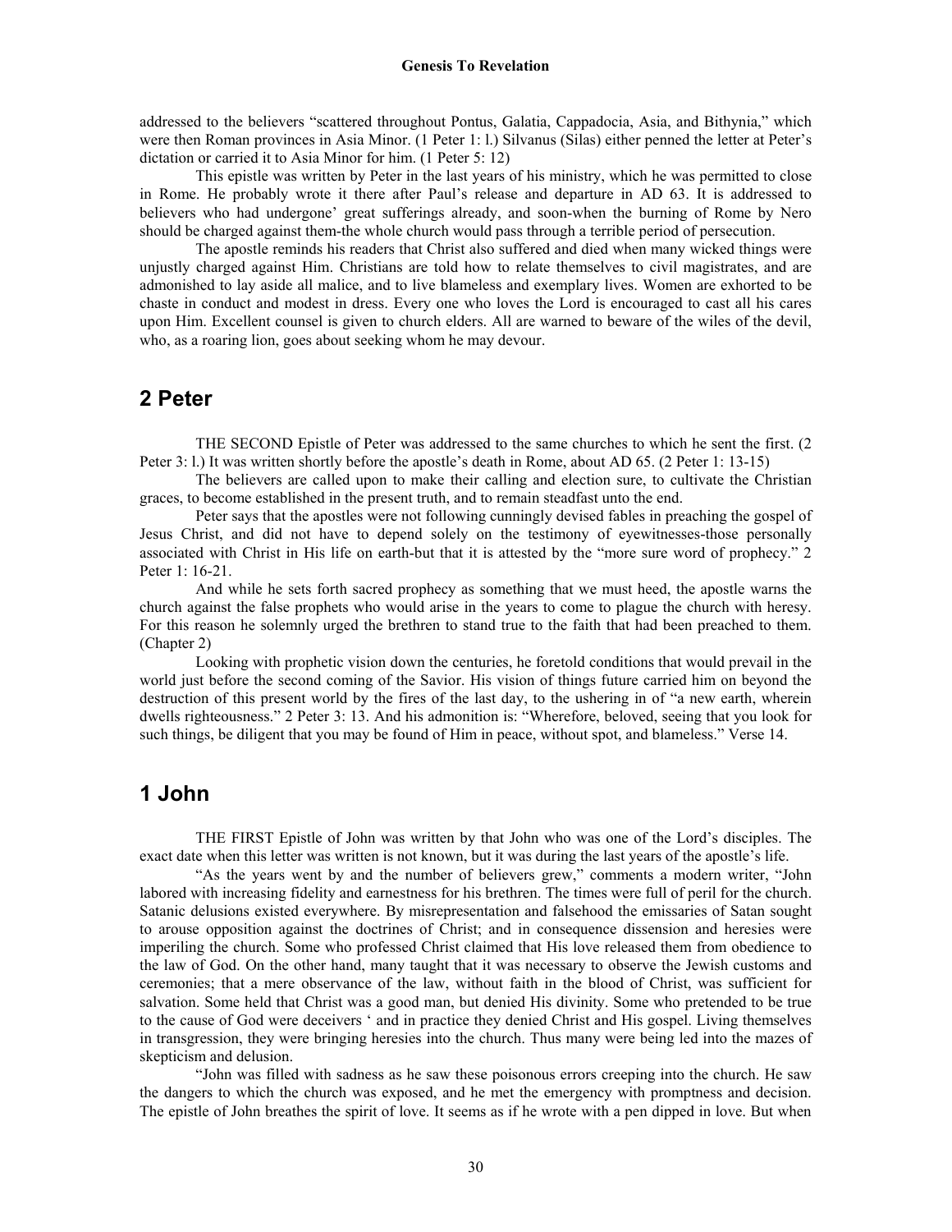addressed to the believers "scattered throughout Pontus, Galatia, Cappadocia, Asia, and Bithynia," which were then Roman provinces in Asia Minor. (1 Peter 1: l.) Silvanus (Silas) either penned the letter at Peter's dictation or carried it to Asia Minor for him. (1 Peter 5: 12)

This epistle was written by Peter in the last years of his ministry, which he was permitted to close in Rome. He probably wrote it there after Paul's release and departure in AD 63. It is addressed to believers who had undergone' great sufferings already, and soon-when the burning of Rome by Nero should be charged against them-the whole church would pass through a terrible period of persecution.

The apostle reminds his readers that Christ also suffered and died when many wicked things were unjustly charged against Him. Christians are told how to relate themselves to civil magistrates, and are admonished to lay aside all malice, and to live blameless and exemplary lives. Women are exhorted to be chaste in conduct and modest in dress. Every one who loves the Lord is encouraged to cast all his cares upon Him. Excellent counsel is given to church elders. All are warned to beware of the wiles of the devil, who, as a roaring lion, goes about seeking whom he may devour.

## 2 Peter

THE SECOND Epistle of Peter was addressed to the same churches to which he sent the first. (2 Peter 3: l.) It was written shortly before the apostle's death in Rome, about AD 65. (2 Peter 1: 13-15)

The believers are called upon to make their calling and election sure, to cultivate the Christian graces, to become established in the present truth, and to remain steadfast unto the end.

Peter says that the apostles were not following cunningly devised fables in preaching the gospel of Jesus Christ, and did not have to depend solely on the testimony of eyewitnesses-those personally associated with Christ in His life on earth-but that it is attested by the "more sure word of prophecy." 2 Peter 1: 16-21.

And while he sets forth sacred prophecy as something that we must heed, the apostle warns the church against the false prophets who would arise in the years to come to plague the church with heresy. For this reason he solemnly urged the brethren to stand true to the faith that had been preached to them. (Chapter 2)

Looking with prophetic vision down the centuries, he foretold conditions that would prevail in the world just before the second coming of the Savior. His vision of things future carried him on beyond the destruction of this present world by the fires of the last day, to the ushering in of "a new earth, wherein dwells righteousness." 2 Peter 3: 13. And his admonition is: "Wherefore, beloved, seeing that you look for such things, be diligent that you may be found of Him in peace, without spot, and blameless." Verse 14.

## 1 John

THE FIRST Epistle of John was written by that John who was one of the Lord's disciples. The exact date when this letter was written is not known, but it was during the last years of the apostle's life.

"As the years went by and the number of believers grew," comments a modern writer, "John labored with increasing fidelity and earnestness for his brethren. The times were full of peril for the church. Satanic delusions existed everywhere. By misrepresentation and falsehood the emissaries of Satan sought to arouse opposition against the doctrines of Christ; and in consequence dissension and heresies were imperiling the church. Some who professed Christ claimed that His love released them from obedience to the law of God. On the other hand, many taught that it was necessary to observe the Jewish customs and ceremonies; that a mere observance of the law, without faith in the blood of Christ, was sufficient for salvation. Some held that Christ was a good man, but denied His divinity. Some who pretended to be true to the cause of God were deceivers ' and in practice they denied Christ and His gospel. Living themselves in transgression, they were bringing heresies into the church. Thus many were being led into the mazes of skepticism and delusion.

"John was filled with sadness as he saw these poisonous errors creeping into the church. He saw the dangers to which the church was exposed, and he met the emergency with promptness and decision. The epistle of John breathes the spirit of love. It seems as if he wrote with a pen dipped in love. But when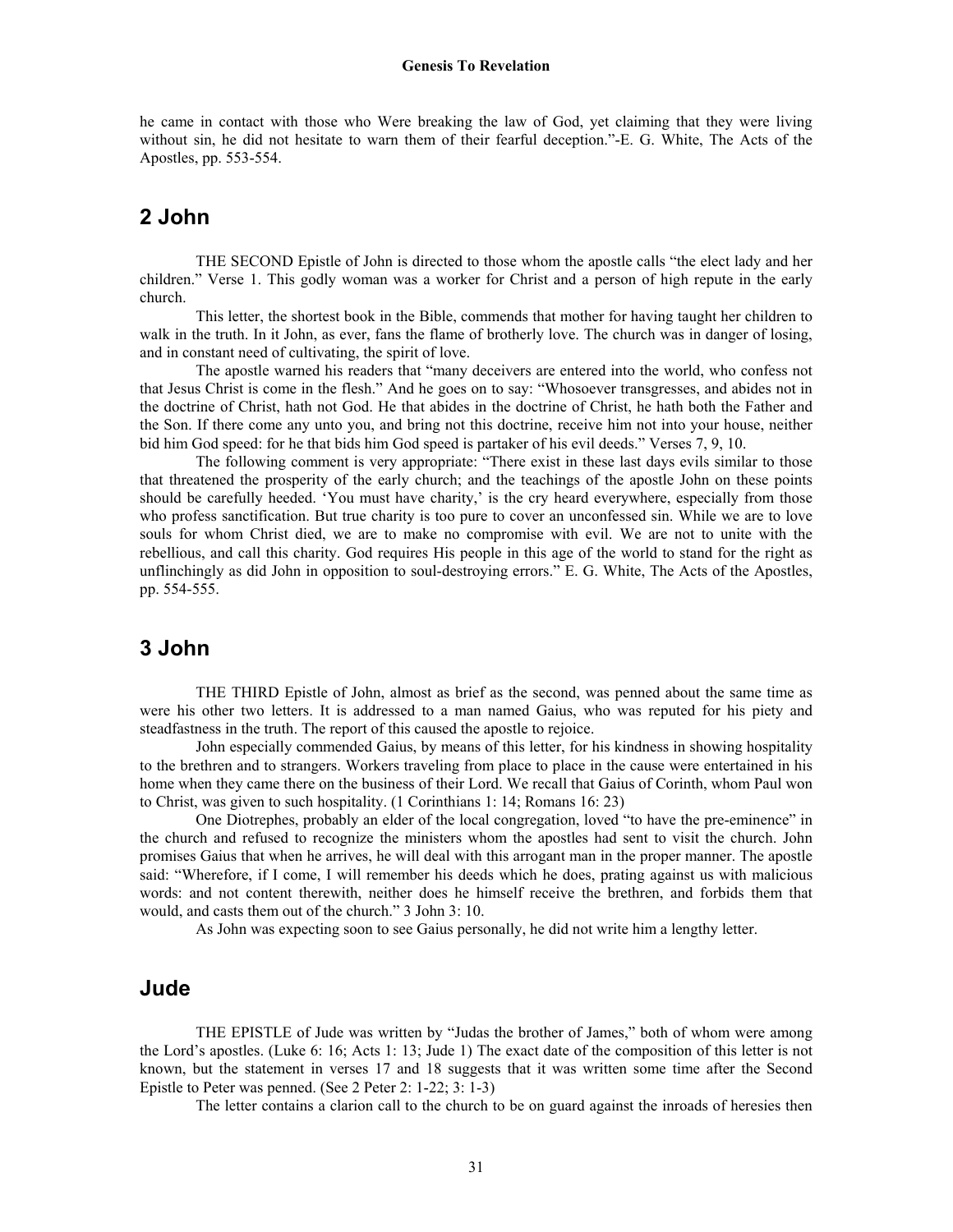he came in contact with those who Were breaking the law of God, yet claiming that they were living without sin, he did not hesitate to warn them of their fearful deception."-E. G. White, The Acts of the Apostles, pp. 553-554.

## 2 John

THE SECOND Epistle of John is directed to those whom the apostle calls "the elect lady and her children." Verse 1. This godly woman was a worker for Christ and a person of high repute in the early church.

This letter, the shortest book in the Bible, commends that mother for having taught her children to walk in the truth. In it John, as ever, fans the flame of brotherly love. The church was in danger of losing, and in constant need of cultivating, the spirit of love.

The apostle warned his readers that "many deceivers are entered into the world, who confess not that Jesus Christ is come in the flesh." And he goes on to say: "Whosoever transgresses, and abides not in the doctrine of Christ, hath not God. He that abides in the doctrine of Christ, he hath both the Father and the Son. If there come any unto you, and bring not this doctrine, receive him not into your house, neither bid him God speed: for he that bids him God speed is partaker of his evil deeds." Verses 7, 9, 10.

The following comment is very appropriate: "There exist in these last days evils similar to those that threatened the prosperity of the early church; and the teachings of the apostle John on these points should be carefully heeded. 'You must have charity,' is the cry heard everywhere, especially from those who profess sanctification. But true charity is too pure to cover an unconfessed sin. While we are to love souls for whom Christ died, we are to make no compromise with evil. We are not to unite with the rebellious, and call this charity. God requires His people in this age of the world to stand for the right as unflinchingly as did John in opposition to soul-destroying errors." E. G. White, The Acts of the Apostles, pp. 554-555.

## 3 John

THE THIRD Epistle of John, almost as brief as the second, was penned about the same time as were his other two letters. It is addressed to a man named Gaius, who was reputed for his piety and steadfastness in the truth. The report of this caused the apostle to rejoice.

John especially commended Gaius, by means of this letter, for his kindness in showing hospitality to the brethren and to strangers. Workers traveling from place to place in the cause were entertained in his home when they came there on the business of their Lord. We recall that Gaius of Corinth, whom Paul won to Christ, was given to such hospitality. (1 Corinthians 1: 14; Romans 16: 23)

One Diotrephes, probably an elder of the local congregation, loved "to have the pre-eminence" in the church and refused to recognize the ministers whom the apostles had sent to visit the church. John promises Gaius that when he arrives, he will deal with this arrogant man in the proper manner. The apostle said: "Wherefore, if I come, I will remember his deeds which he does, prating against us with malicious words: and not content therewith, neither does he himself receive the brethren, and forbids them that would, and casts them out of the church." 3 John 3: 10.

As John was expecting soon to see Gaius personally, he did not write him a lengthy letter.

## Jude

THE EPISTLE of Jude was written by "Judas the brother of James," both of whom were among the Lord's apostles. (Luke 6: 16; Acts 1: 13; Jude 1) The exact date of the composition of this letter is not known, but the statement in verses 17 and 18 suggests that it was written some time after the Second Epistle to Peter was penned. (See 2 Peter 2: 1-22; 3: 1-3)

The letter contains a clarion call to the church to be on guard against the inroads of heresies then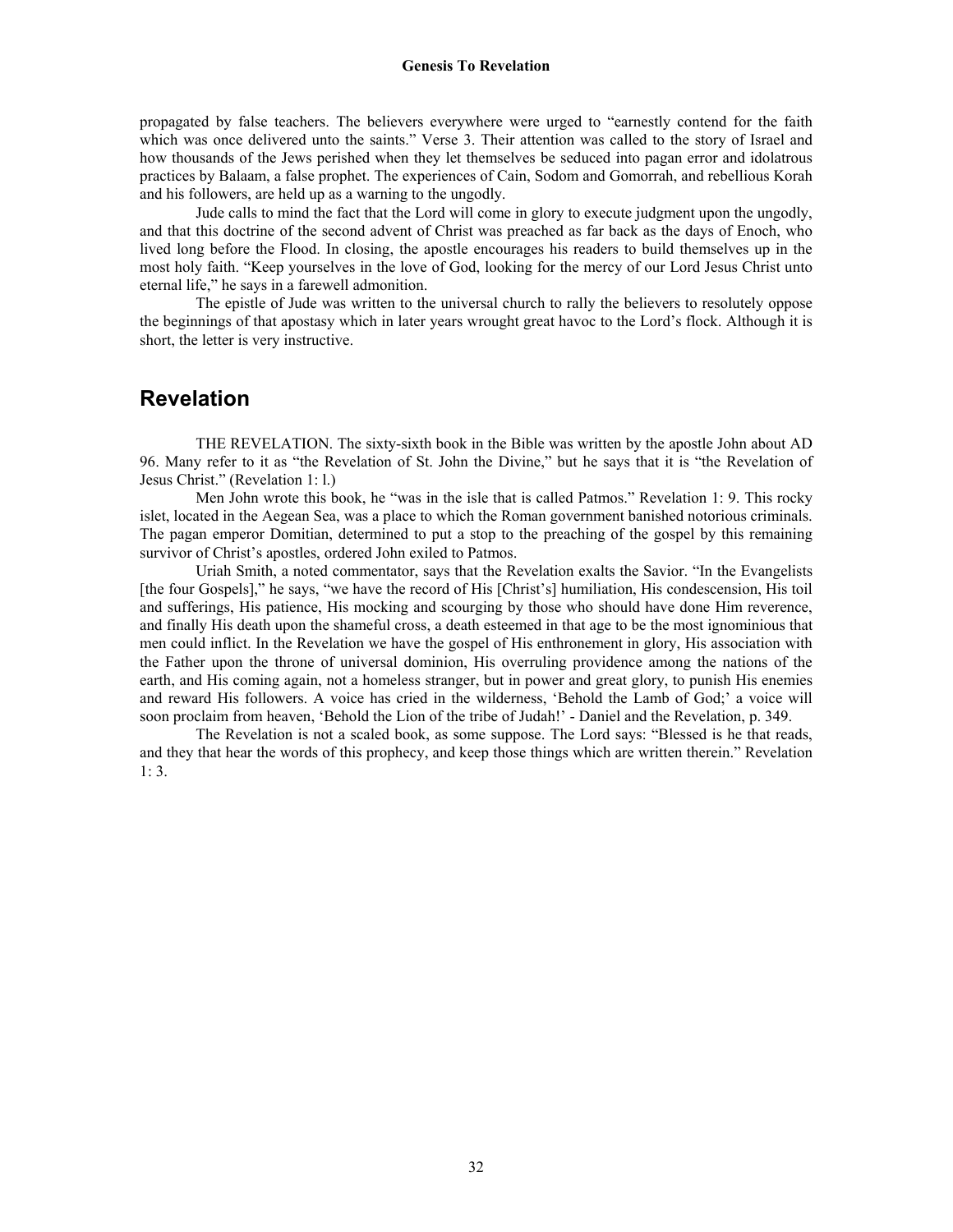propagated by false teachers. The believers everywhere were urged to "earnestly contend for the faith which was once delivered unto the saints." Verse 3. Their attention was called to the story of Israel and how thousands of the Jews perished when they let themselves be seduced into pagan error and idolatrous practices by Balaam, a false prophet. The experiences of Cain, Sodom and Gomorrah, and rebellious Korah and his followers, are held up as a warning to the ungodly.

Jude calls to mind the fact that the Lord will come in glory to execute judgment upon the ungodly, and that this doctrine of the second advent of Christ was preached as far back as the days of Enoch, who lived long before the Flood. In closing, the apostle encourages his readers to build themselves up in the most holy faith. "Keep yourselves in the love of God, looking for the mercy of our Lord Jesus Christ unto eternal life," he says in a farewell admonition.

The epistle of Jude was written to the universal church to rally the believers to resolutely oppose the beginnings of that apostasy which in later years wrought great havoc to the Lord's flock. Although it is short, the letter is very instructive.

## Revelation

THE REVELATION. The sixty-sixth book in the Bible was written by the apostle John about AD 96. Many refer to it as "the Revelation of St. John the Divine," but he says that it is "the Revelation of Jesus Christ." (Revelation 1: l.)

Men John wrote this book, he "was in the isle that is called Patmos." Revelation 1: 9. This rocky islet, located in the Aegean Sea, was a place to which the Roman government banished notorious criminals. The pagan emperor Domitian, determined to put a stop to the preaching of the gospel by this remaining survivor of Christ's apostles, ordered John exiled to Patmos.

Uriah Smith, a noted commentator, says that the Revelation exalts the Savior. "In the Evangelists [the four Gospels]," he says, "we have the record of His [Christ's] humiliation, His condescension, His toil and sufferings, His patience, His mocking and scourging by those who should have done Him reverence, and finally His death upon the shameful cross, a death esteemed in that age to be the most ignominious that men could inflict. In the Revelation we have the gospel of His enthronement in glory, His association with the Father upon the throne of universal dominion, His overruling providence among the nations of the earth, and His coming again, not a homeless stranger, but in power and great glory, to punish His enemies and reward His followers. A voice has cried in the wilderness, 'Behold the Lamb of God;' a voice will soon proclaim from heaven, 'Behold the Lion of the tribe of Judah!' - Daniel and the Revelation, p. 349.

The Revelation is not a scaled book, as some suppose. The Lord says: "Blessed is he that reads, and they that hear the words of this prophecy, and keep those things which are written therein." Revelation 1: 3.